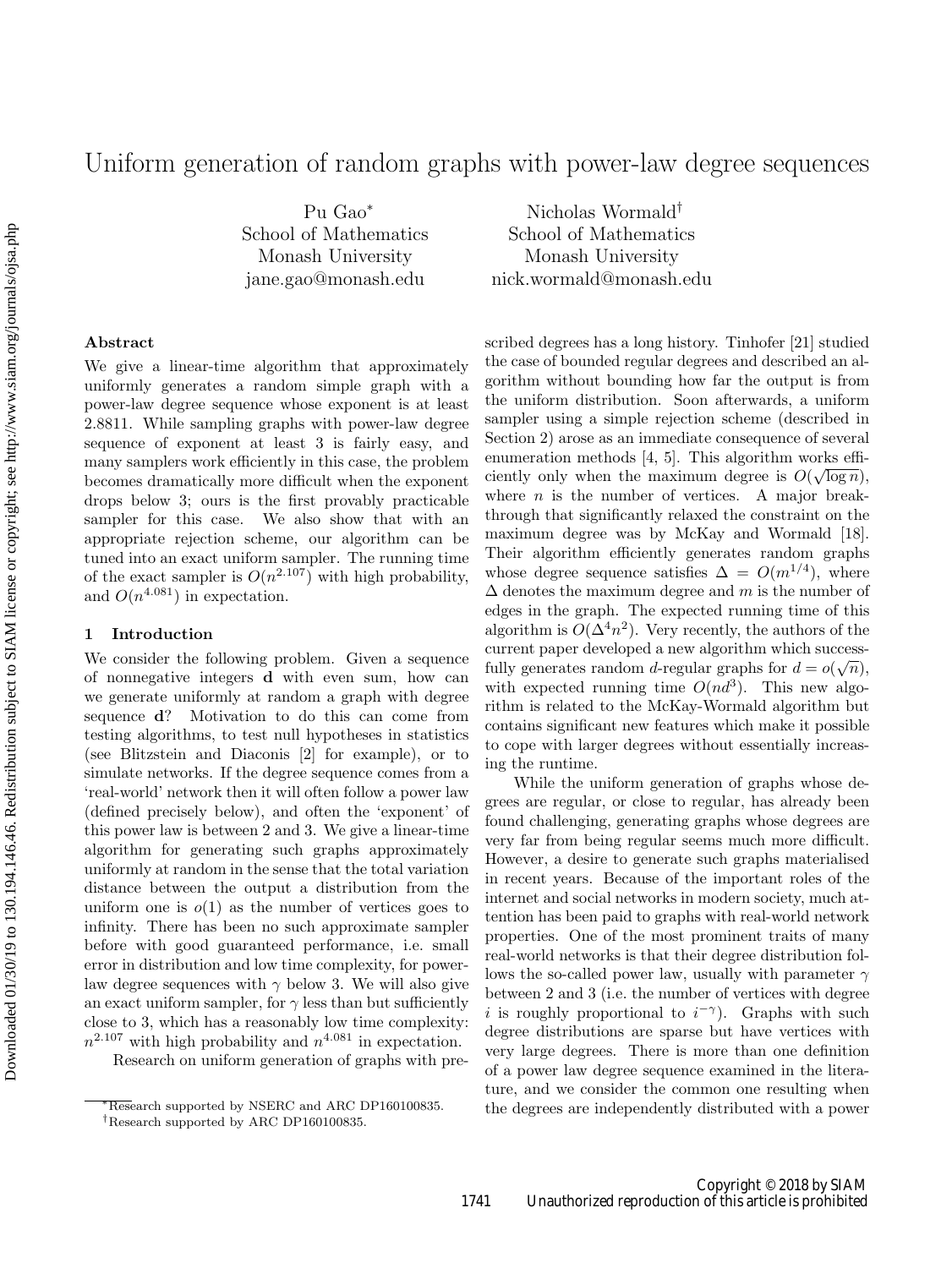# Uniform generation of random graphs with power-law degree sequences

Pu Gao*
School of Mathematics
Monash University
jane.gao@monash.edu

Nicholas Wormald†
School of Mathematics
Monash University
nick.wormald@monash.edu

## Abstract

We give a linear-time algorithm that approximately uniformly generates a random simple graph with a power-law degree sequence whose exponent is at least 2.8811. While sampling graphs with power-law degree sequence of exponent at least 3 is fairly easy, and many samplers work efficiently in this case, the problem becomes dramatically more difficult when the exponent drops below 3; ours is the first provably practicable sampler for this case. We also show that with an appropriate rejection scheme, our algorithm can be tuned into an exact uniform sampler. The running time of the exact sampler is $O(n^{2.107})$ with high probability, and $O(n^{4.081})$ in expectation.

## 1 Introduction

We consider the following problem. Given a sequence of nonnegative integers $\mathbf{d}$ with even sum, how can we generate uniformly at random a graph with degree sequence $\mathbf{d}$? Motivation to do this can come from testing algorithms, to test null hypotheses in statistics (see Blitzstein and Diaconis [2] for example), or to simulate networks. If the degree sequence comes from a 'real-world' network then it will often follow a power law (defined precisely below), and often the 'exponent' of this power law is between 2 and 3. We give a linear-time algorithm for generating such graphs approximately uniformly at random in the sense that the total variation distance between the output a distribution from the uniform one is $o(1)$ as the number of vertices goes to infinity. There has been no such approximate sampler before with good guaranteed performance, i.e. small error in distribution and low time complexity, for power-law degree sequences with $\gamma$ below 3. We will also give an exact uniform sampler, for $\gamma$ less than but sufficiently close to 3, which has a reasonably low time complexity: $n^{2.107}$ with high probability and $n^{4.081}$ in expectation.

Research on uniform generation of graphs with prescribed degrees has a long history. Tinhofer [21] studied the case of bounded regular degrees and described an algorithm without bounding how far the output is from the uniform distribution. Soon afterwards, a uniform sampler using a simple rejection scheme (described in Section 2) arose as an immediate consequence of several enumeration methods [4, 5]. This algorithm works efficiently only when the maximum degree is $O(\sqrt{\log n})$, where $n$ is the number of vertices. A major breakthrough that significantly relaxed the constraint on the maximum degree was by McKay and Wormald [18]. Their algorithm efficiently generates random graphs whose degree sequence satisfies $\Delta = O(m^{1/4})$, where $\Delta$ denotes the maximum degree and $m$ is the number of edges in the graph. The expected running time of this algorithm is $O(\Delta^4 n^2)$. Very recently, the authors of the current paper developed a new algorithm which successfully generates random $d$-regular graphs for $d = o(\sqrt{n})$, with expected running time $O(nd^3)$. This new algorithm is related to the McKay-Wormald algorithm but contains significant new features which make it possible to cope with larger degrees without essentially increasing the runtime.

While the uniform generation of graphs whose degrees are regular, or close to regular, has already been found challenging, generating graphs whose degrees are very far from being regular seems much more difficult. However, a desire to generate such graphs materialised in recent years. Because of the important roles of the internet and social networks in modern society, much attention has been paid to graphs with real-world network properties. One of the most prominent traits of many real-world networks is that their degree distribution follows the so-called power law, usually with parameter $\gamma$ between 2 and 3 (i.e. the number of vertices with degree $i$ is roughly proportional to $i^{-\gamma}$). Graphs with such degree distributions are sparse but have vertices with very large degrees. There is more than one definition of a power law degree sequence examined in the literature, and we consider the common one resulting when the degrees are independently distributed with a power

*Research supported by NSERC and ARC DP160100835.
†Research supported by ARC DP160100835.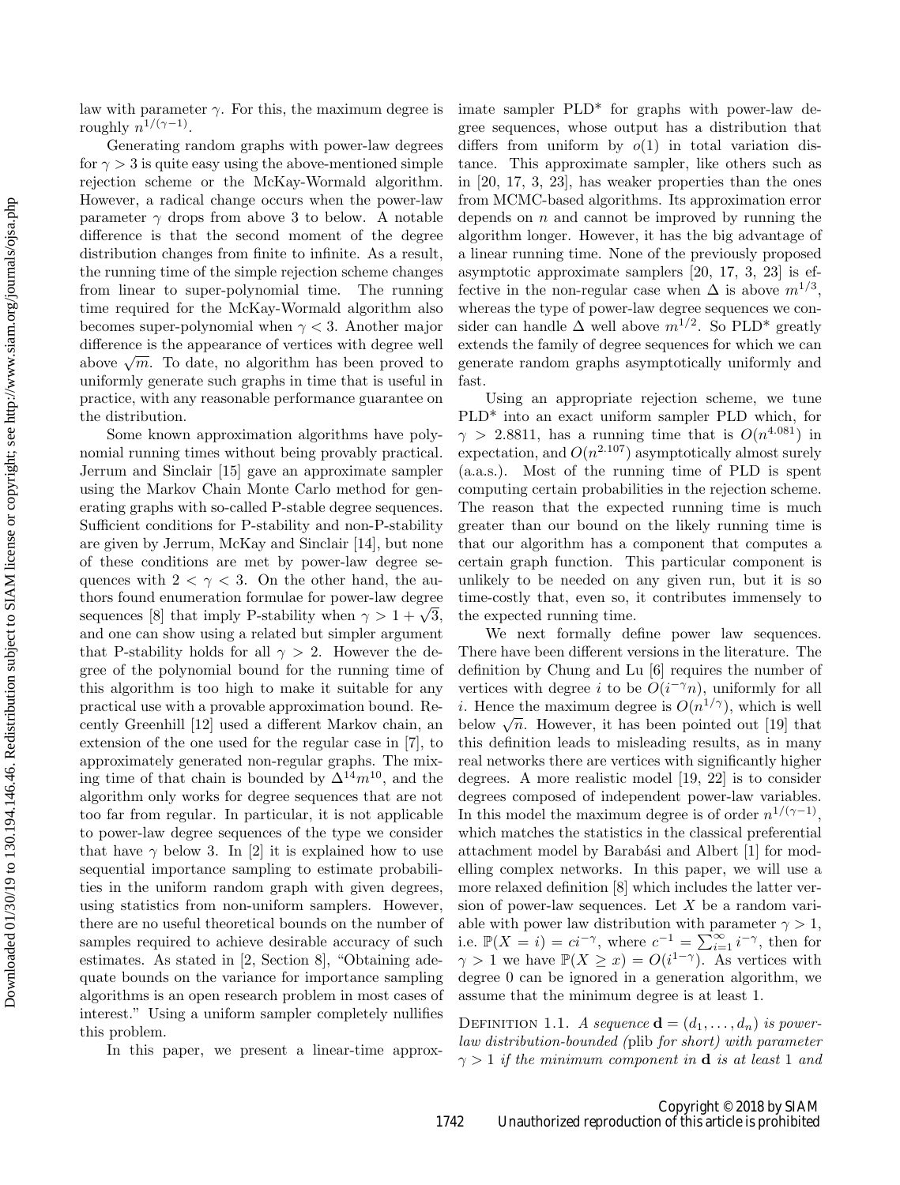law with parameter $\gamma$. For this, the maximum degree is roughly $n^{1/(\gamma-1)}$.

Generating random graphs with power-law degrees for $\gamma > 3$ is quite easy using the above-mentioned simple rejection scheme or the McKay-Wormald algorithm. However, a radical change occurs when the power-law parameter $\gamma$ drops from above 3 to below. A notable difference is that the second moment of the degree distribution changes from finite to infinite. As a result, the running time of the simple rejection scheme changes from linear to super-polynomial time. The running time required for the McKay-Wormald algorithm also becomes super-polynomial when $\gamma < 3$. Another major difference is the appearance of vertices with degree well above $\sqrt{m}$. To date, no algorithm has been proved to uniformly generate such graphs in time that is useful in practice, with any reasonable performance guarantee on the distribution.

Some known approximation algorithms have polynomial running times without being provably practical. Jerrum and Sinclair [15] gave an approximate sampler using the Markov Chain Monte Carlo method for generating graphs with so-called P-stable degree sequences. Sufficient conditions for P-stability and non-P-stability are given by Jerrum, McKay and Sinclair [14], but none of these conditions are met by power-law degree sequences with $2 < \gamma < 3$. On the other hand, the authors found enumeration formulae for power-law degree sequences [8] that imply P-stability when $\gamma > 1 + \sqrt{3}$, and one can show using a related but simpler argument that P-stability holds for all $\gamma > 2$. However the degree of the polynomial bound for the running time of this algorithm is too high to make it suitable for any practical use with a provable approximation bound. Recently Greenhill [12] used a different Markov chain, an extension of the one used for the regular case in [7], to approximately generated non-regular graphs. The mixing time of that chain is bounded by $\Delta^{14}m^{10}$, and the algorithm only works for degree sequences that are not too far from regular. In particular, it is not applicable to power-law degree sequences of the type we consider that have $\gamma$ below 3. In [2] it is explained how to use sequential importance sampling to estimate probabilities in the uniform random graph with given degrees, using statistics from non-uniform samplers. However, there are no useful theoretical bounds on the number of samples required to achieve desirable accuracy of such estimates. As stated in [2, Section 8], "Obtaining adequate bounds on the variance for importance sampling algorithms is an open research problem in most cases of interest." Using a uniform sampler completely nullifies this problem.

In this paper, we present a linear-time approximate sampler PLD* for graphs with power-law degree sequences, whose output has a distribution that differs from uniform by $o(1)$ in total variation distance. This approximate sampler, like others such as in [20, 17, 3, 23], has weaker properties than the ones from MCMC-based algorithms. Its approximation error depends on $n$ and cannot be improved by running the algorithm longer. However, it has the big advantage of a linear running time. None of the previously proposed asymptotic approximate samplers [20, 17, 3, 23] is effective in the non-regular case when $\Delta$ is above $m^{1/3}$, whereas the type of power-law degree sequences we consider can handle $\Delta$ well above $m^{1/2}$. So PLD* greatly extends the family of degree sequences for which we can generate random graphs asymptotically uniformly and fast.

Using an appropriate rejection scheme, we tune PLD* into an exact uniform sampler PLD which, for $\gamma > 2.8811$, has a running time that is $O(n^{4.081})$ in expectation, and $O(n^{2.107})$ asymptotically almost surely (a.a.s.). Most of the running time of PLD is spent computing certain probabilities in the rejection scheme. The reason that the expected running time is much greater than our bound on the likely running time is that our algorithm has a component that computes a certain graph function. This particular component is unlikely to be needed on any given run, but it is so time-costly that, even so, it contributes immensely to the expected running time.

We next formally define power law sequences. There have been different versions in the literature. The definition by Chung and Lu [6] requires the number of vertices with degree $i$ to be $O(i^{-\gamma}n)$, uniformly for all $i$. Hence the maximum degree is $O(n^{1/\gamma})$, which is well below $\sqrt{n}$. However, it has been pointed out [19] that this definition leads to misleading results, as in many real networks there are vertices with significantly higher degrees. A more realistic model [19, 22] is to consider degrees composed of independent power-law variables. In this model the maximum degree is of order $n^{1/(\gamma-1)}$, which matches the statistics in the classical preferential attachment model by Barabási and Albert [1] for modelling complex networks. In this paper, we will use a more relaxed definition [8] which includes the latter version of power-law sequences. Let $X$ be a random variable with power law distribution with parameter $\gamma > 1$, i.e. $\mathbb{P}(X = i) = ci^{-\gamma}$, where $c^{-1} = \sum_{i=1}^{\infty} i^{-\gamma}$, then for $\gamma > 1$ we have $\mathbb{P}(X \geq x) = O(i^{1-\gamma})$. As vertices with degree 0 can be ignored in a generation algorithm, we assume that the minimum degree is at least 1.

Definition 1.1. *A sequence $\mathbf{d} = (d_1, \ldots, d_n)$ is power-law distribution-bounded (*plib *for short) with parameter $\gamma > 1$ if the minimum component in $\mathbf{d}$ is at least 1 and*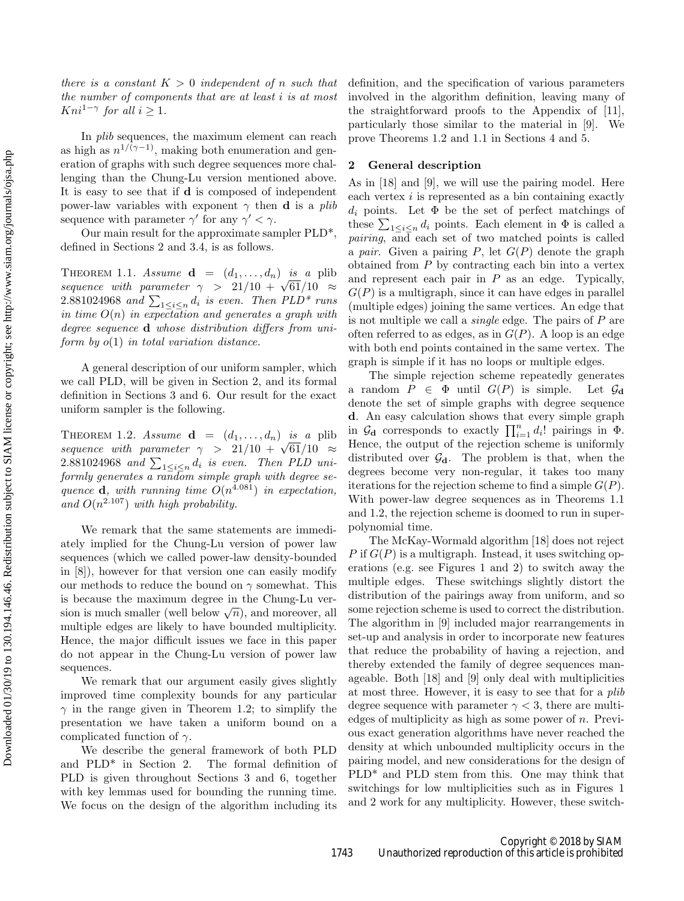*there is a constant $K > 0$ independent of $n$ such that the number of components that are at least $i$ is at most $Kni^{1-\gamma}$ for all $i \geq 1$.*

In *plib* sequences, the maximum element can reach as high as $n^{1/(\gamma-1)}$, making both enumeration and generation of graphs with such degree sequences more challenging than the Chung-Lu version mentioned above. It is easy to see that if $\mathbf{d}$ is composed of independent power-law variables with exponent $\gamma$ then $\mathbf{d}$ is a *plib* sequence with parameter $\gamma'$ for any $\gamma' < \gamma$.

Our main result for the approximate sampler PLD\*, defined in Sections 2 and 3.4, is as follows.

THEOREM 1.1. *Assume $\mathbf{d} = (d_1, \ldots, d_n)$ is a* plib *sequence with parameter $\gamma > 21/10 + \sqrt{61}/10 \approx 2.881024968$ and $\sum_{1 \leq i \leq n} d_i$ is even. Then PLD\* runs in time $O(n)$ in expectation and generates a graph with degree sequence $\mathbf{d}$ whose distribution differs from uniform by $o(1)$ in total variation distance.*

A general description of our uniform sampler, which we call PLD, will be given in Section 2, and its formal definition in Sections 3 and 6. Our result for the exact uniform sampler is the following.

THEOREM 1.2. *Assume $\mathbf{d} = (d_1, \ldots, d_n)$ is a* plib *sequence with parameter $\gamma > 21/10 + \sqrt{61}/10 \approx 2.881024968$ and $\sum_{1 \leq i \leq n} d_i$ is even. Then PLD uniformly generates a random simple graph with degree sequence $\mathbf{d}$, with running time $O(n^{4.081})$ in expectation, and $O(n^{2.107})$ with high probability.*

We remark that the same statements are immediately implied for the Chung-Lu version of power law sequences (which we called power-law density-bounded in [8]), however for that version one can easily modify our methods to reduce the bound on $\gamma$ somewhat. This is because the maximum degree in the Chung-Lu version is much smaller (well below $\sqrt{n}$), and moreover, all multiple edges are likely to have bounded multiplicity. Hence, the major difficult issues we face in this paper do not appear in the Chung-Lu version of power law sequences.

We remark that our argument easily gives slightly improved time complexity bounds for any particular $\gamma$ in the range given in Theorem 1.2; to simplify the presentation we have taken a uniform bound on a complicated function of $\gamma$.

We describe the general framework of both PLD and PLD\* in Section 2. The formal definition of PLD is given throughout Sections 3 and 6, together with key lemmas used for bounding the running time. We focus on the design of the algorithm including its definition, and the specification of various parameters involved in the algorithm definition, leaving many of the straightforward proofs to the Appendix of [11], particularly those similar to the material in [9]. We prove Theorems 1.2 and 1.1 in Sections 4 and 5.

## 2 General description

As in [18] and [9], we will use the pairing model. Here each vertex $i$ is represented as a bin containing exactly $d_i$ points. Let $\Phi$ be the set of perfect matchings of these $\sum_{1 \leq i \leq n} d_i$ points. Each element in $\Phi$ is called a *pairing*, and each set of two matched points is called a *pair*. Given a pairing $P$, let $G(P)$ denote the graph obtained from $P$ by contracting each bin into a vertex and represent each pair in $P$ as an edge. Typically, $G(P)$ is a multigraph, since it can have edges in parallel (multiple edges) joining the same vertices. An edge that is not multiple we call a *single* edge. The pairs of $P$ are often referred to as edges, as in $G(P)$. A loop is an edge with both end points contained in the same vertex. The graph is simple if it has no loops or multiple edges.

The simple rejection scheme repeatedly generates a random $P \in \Phi$ until $G(P)$ is simple. Let $\mathcal{G}_{\mathbf{d}}$ denote the set of simple graphs with degree sequence $\mathbf{d}$. An easy calculation shows that every simple graph in $\mathcal{G}_{\mathbf{d}}$ corresponds to exactly $\prod_{i=1}^{n} d_i!$ pairings in $\Phi$. Hence, the output of the rejection scheme is uniformly distributed over $\mathcal{G}_{\mathbf{d}}$. The problem is that, when the degrees become very non-regular, it takes too many iterations for the rejection scheme to find a simple $G(P)$. With power-law degree sequences as in Theorems 1.1 and 1.2, the rejection scheme is doomed to run in superpolynomial time.

The McKay-Wormald algorithm [18] does not reject $P$ if $G(P)$ is a multigraph. Instead, it uses switching operations (e.g. see Figures 1 and 2) to switch away the multiple edges. These switchings slightly distort the distribution of the pairings away from uniform, and so some rejection scheme is used to correct the distribution. The algorithm in [9] included major rearrangements in set-up and analysis in order to incorporate new features that reduce the probability of having a rejection, and thereby extended the family of degree sequences manageable. Both [18] and [9] only deal with multiplicities at most three. However, it is easy to see that for a *plib* degree sequence with parameter $\gamma < 3$, there are multi-edges of multiplicity as high as some power of $n$. Previous exact generation algorithms have never reached the density at which unbounded multiplicity occurs in the pairing model, and new considerations for the design of PLD\* and PLD stem from this. One may think that switchings for low multiplicities such as in Figures 1 and 2 work for any multiplicity. However, these switch-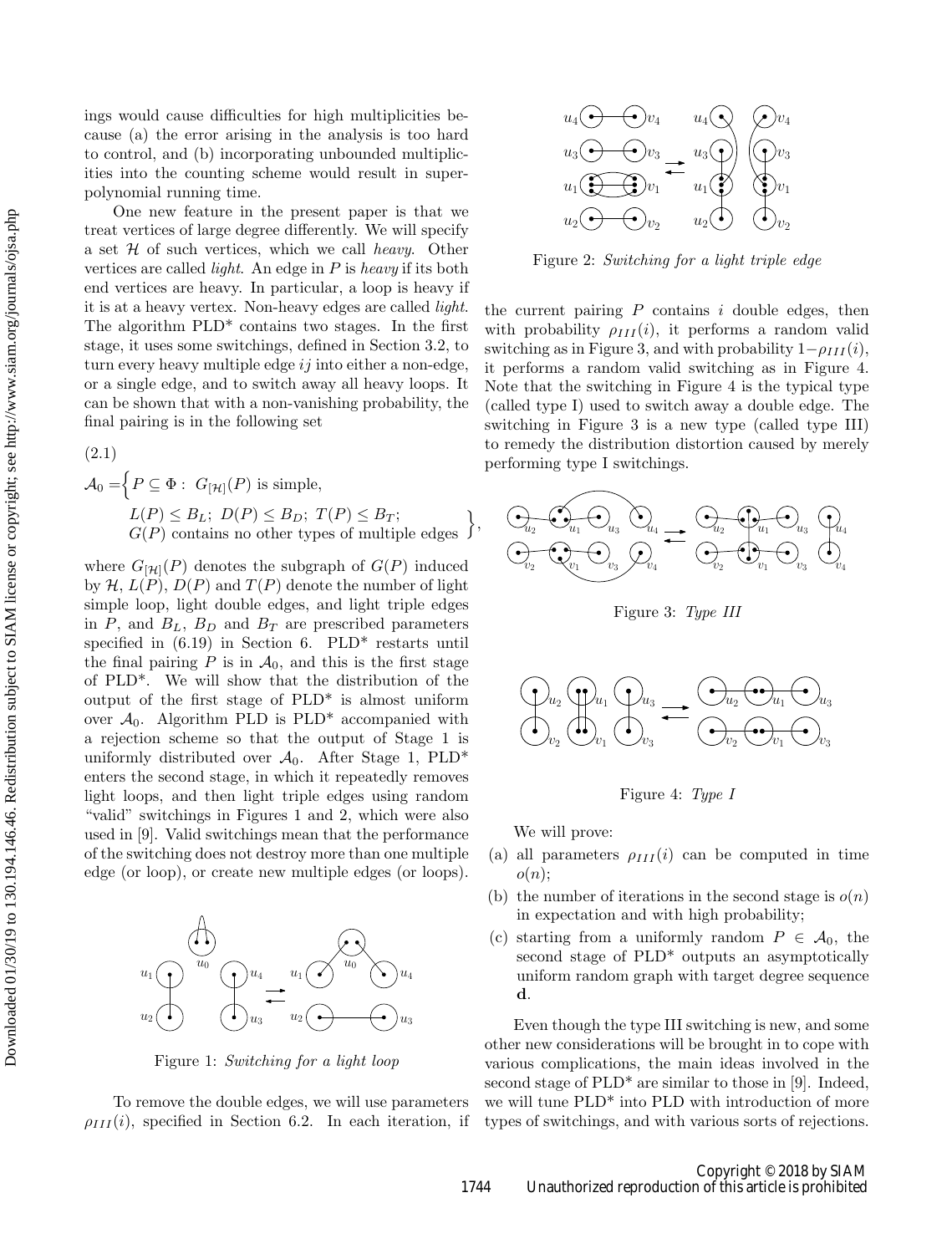ings would cause difficulties for high multiplicities because (a) the error arising in the analysis is too hard to control, and (b) incorporating unbounded multiplicities into the counting scheme would result in super-polynomial running time.

One new feature in the present paper is that we treat vertices of large degree differently. We will specify a set $\mathcal{H}$ of such vertices, which we call *heavy*. Other vertices are called *light*. An edge in $P$ is *heavy* if its both end vertices are heavy. In particular, a loop is heavy if it is at a heavy vertex. Non-heavy edges are called *light*. The algorithm PLD\* contains two stages. In the first stage, it uses some switchings, defined in Section 3.2, to turn every heavy multiple edge $ij$ into either a non-edge, or a single edge, and to switch away all heavy loops. It can be shown that with a non-vanishing probability, the final pairing is in the following set

(2.1)

$$\mathcal{A}_0 = \left\{ P \subseteq \Phi : \begin{array}{l} G_{[\mathcal{H}]}(P) \text{ is simple,} \\ L(P) \le B_L;\ D(P) \le B_D;\ T(P) \le B_T; \\ G(P) \text{ contains no other types of multiple edges} \end{array} \right\},$$

where $G_{[\mathcal{H}]}(P)$ denotes the subgraph of $G(P)$ induced by $\mathcal{H}$, $L(P)$, $D(P)$ and $T(P)$ denote the number of light simple loop, light double edges, and light triple edges in $P$, and $B_L$, $B_D$ and $B_T$ are prescribed parameters specified in (6.19) in Section 6. PLD\* restarts until the final pairing $P$ is in $\mathcal{A}_0$, and this is the first stage of PLD\*. We will show that the distribution of the output of the first stage of PLD\* is almost uniform over $\mathcal{A}_0$. Algorithm PLD is PLD\* accompanied with a rejection scheme so that the output of Stage 1 is uniformly distributed over $\mathcal{A}_0$. After Stage 1, PLD\* enters the second stage, in which it repeatedly removes light loops, and then light triple edges using random "valid" switchings in Figures 1 and 2, which were also used in [9]. Valid switchings mean that the performance of the switching does not destroy more than one multiple edge (or loop), or create new multiple edges (or loops).

Figure 1: *Switching for a light loop*

To remove the double edges, we will use parameters $\rho_{III}(i)$, specified in Section 6.2. In each iteration, if the current pairing $P$ contains $i$ double edges, then with probability $\rho_{III}(i)$, it performs a random valid switching as in Figure 3, and with probability $1-\rho_{III}(i)$, it performs a random valid switching as in Figure 4. Note that the switching in Figure 4 is the typical type (called type I) used to switch away a double edge. The switching in Figure 3 is a new type (called type III) to remedy the distribution distortion caused by merely performing type I switchings.

Figure 2: *Switching for a light triple edge*

Figure 3: *Type III*

Figure 4: *Type I*

We will prove:

(a) all parameters $\rho_{III}(i)$ can be computed in time $o(n)$;

(b) the number of iterations in the second stage is $o(n)$ in expectation and with high probability;

(c) starting from a uniformly random $P \in \mathcal{A}_0$, the second stage of PLD\* outputs an asymptotically uniform random graph with target degree sequence $\mathbf{d}$.

Even though the type III switching is new, and some other new considerations will be brought in to cope with various complications, the main ideas involved in the second stage of PLD\* are similar to those in [9]. Indeed, we will tune PLD\* into PLD with introduction of more types of switchings, and with various sorts of rejections.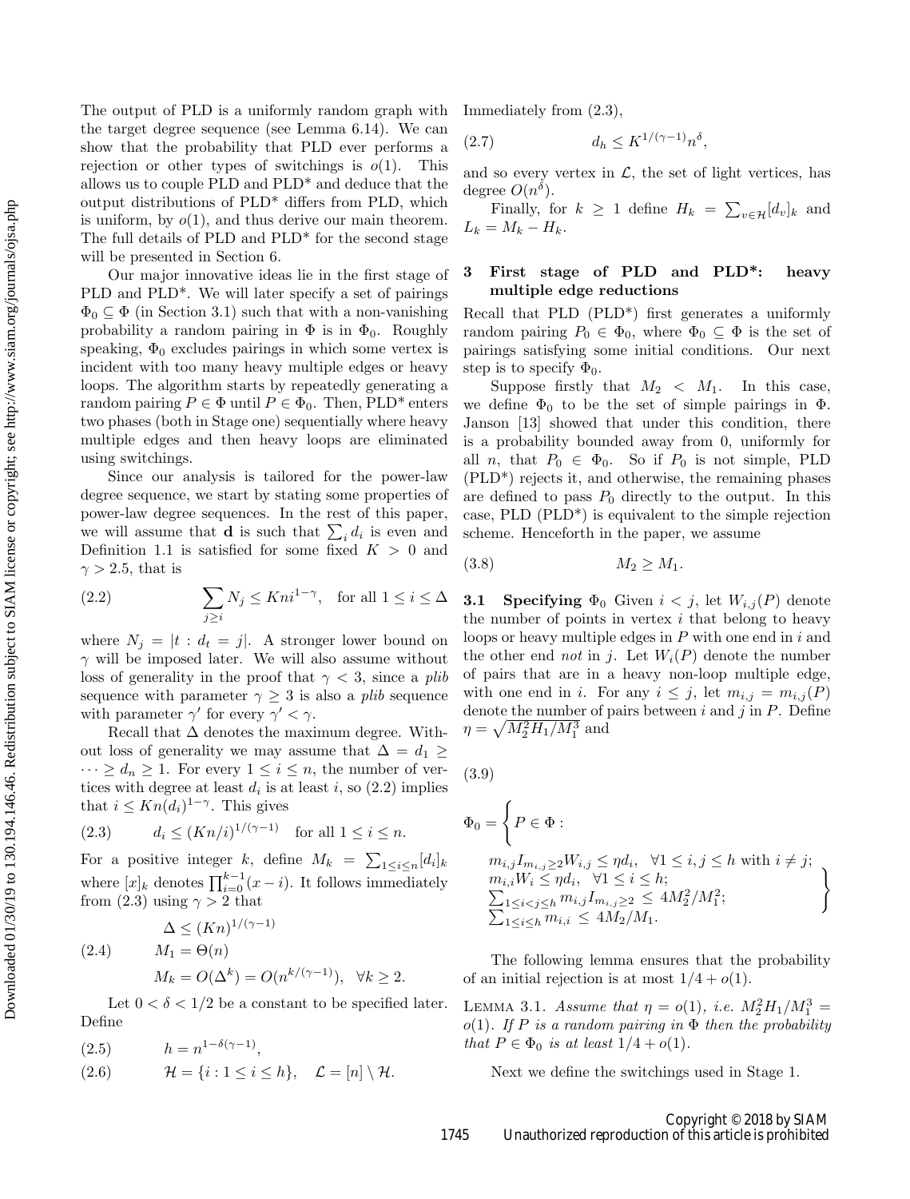The output of PLD is a uniformly random graph with the target degree sequence (see Lemma 6.14). We can show that the probability that PLD ever performs a rejection or other types of switchings is $o(1)$. This allows us to couple PLD and PLD* and deduce that the output distributions of PLD* differs from PLD, which is uniform, by $o(1)$, and thus derive our main theorem. The full details of PLD and PLD* for the second stage will be presented in Section 6.

Our major innovative ideas lie in the first stage of PLD and PLD*. We will later specify a set of pairings $\Phi_0 \subseteq \Phi$ (in Section 3.1) such that with a non-vanishing probability a random pairing in $\Phi$ is in $\Phi_0$. Roughly speaking, $\Phi_0$ excludes pairings in which some vertex is incident with too many heavy multiple edges or heavy loops. The algorithm starts by repeatedly generating a random pairing $P \in \Phi$ until $P \in \Phi_0$. Then, PLD* enters two phases (both in Stage one) sequentially where heavy multiple edges and then heavy loops are eliminated using switchings.

Since our analysis is tailored for the power-law degree sequence, we start by stating some properties of power-law degree sequences. In the rest of this paper, we will assume that $\mathbf{d}$ is such that $\sum_i d_i$ is even and Definition 1.1 is satisfied for some fixed $K > 0$ and $\gamma > 2.5$, that is

$$\sum_{j \geq i} N_j \leq Kni^{1-\gamma}, \quad \text{for all } 1 \leq i \leq \Delta \tag{2.2}$$

where $N_j = |t : d_t = j|$. A stronger lower bound on $\gamma$ will be imposed later. We will also assume without loss of generality in the proof that $\gamma < 3$, since a *plib* sequence with parameter $\gamma \geq 3$ is also a *plib* sequence with parameter $\gamma'$ for every $\gamma' < \gamma$.

Recall that $\Delta$ denotes the maximum degree. Without loss of generality we may assume that $\Delta = d_1 \geq \cdots \geq d_n \geq 1$. For every $1 \leq i \leq n$, the number of vertices with degree at least $d_i$ is at least $i$, so (2.2) implies that $i \leq Kn(d_i)^{1-\gamma}$. This gives

$$d_i \leq (Kn/i)^{1/(\gamma-1)} \quad \text{for all } 1 \leq i \leq n. \tag{2.3}$$

For a positive integer $k$, define $M_k = \sum_{1 \leq i \leq n} [d_i]_k$ where $[x]_k$ denotes $\prod_{i=0}^{k-1}(x-i)$. It follows immediately from (2.3) using $\gamma > 2$ that

$$\begin{aligned} &\Delta \leq (Kn)^{1/(\gamma-1)} \\ &M_1 = \Theta(n) \\ &M_k = O(\Delta^k) = O(n^{k/(\gamma-1)}), \quad \forall k \geq 2. \end{aligned} \tag{2.4}$$

Let $0 < \delta < 1/2$ be a constant to be specified later. Define

$$h = n^{1-\delta(\gamma-1)}, \tag{2.5}$$

$$\mathcal{H} = \{i : 1 \leq i \leq h\}, \quad \mathcal{L} = [n] \setminus \mathcal{H}. \tag{2.6}$$

Immediately from (2.3),

$$d_h \leq K^{1/(\gamma-1)} n^{\delta}, \tag{2.7}$$

and so every vertex in $\mathcal{L}$, the set of light vertices, has degree $O(n^{\delta})$.

Finally, for $k \geq 1$ define $H_k = \sum_{v \in \mathcal{H}} [d_v]_k$ and $L_k = M_k - H_k$.

## 3 First stage of PLD and PLD*: heavy multiple edge reductions

Recall that PLD (PLD*) first generates a uniformly random pairing $P_0 \in \Phi_0$, where $\Phi_0 \subseteq \Phi$ is the set of pairings satisfying some initial conditions. Our next step is to specify $\Phi_0$.

Suppose firstly that $M_2 < M_1$. In this case, we define $\Phi_0$ to be the set of simple pairings in $\Phi$. Janson [13] showed that under this condition, there is a probability bounded away from 0, uniformly for all $n$, that $P_0 \in \Phi_0$. So if $P_0$ is not simple, PLD (PLD*) rejects it, and otherwise, the remaining phases are defined to pass $P_0$ directly to the output. In this case, PLD (PLD*) is equivalent to the simple rejection scheme. Henceforth in the paper, we assume

$$M_2 \geq M_1. \tag{3.8}$$

**3.1 Specifying $\Phi_0$** Given $i < j$, let $W_{i,j}(P)$ denote the number of points in vertex $i$ that belong to heavy loops or heavy multiple edges in $P$ with one end in $i$ and the other end *not* in $j$. Let $W_i(P)$ denote the number of pairs that are in a heavy non-loop multiple edge, with one end in $i$. For any $i \leq j$, let $m_{i,j} = m_{i,j}(P)$ denote the number of pairs between $i$ and $j$ in $P$. Define $\eta = \sqrt{M_2^2 H_1 / M_1^3}$ and

$$\Phi_0 = \left\{ P \in \Phi : \begin{array}{l} m_{i,j} I_{m_{i,j} \geq 2} W_{i,j} \leq \eta d_i, \quad \forall 1 \leq i,j \leq h \text{ with } i \neq j; \\ m_{i,i} W_i \leq \eta d_i, \quad \forall 1 \leq i \leq h; \\ \sum_{1 \leq i < j \leq h} m_{i,j} I_{m_{i,j} \geq 2} \leq 4M_2^2/M_1^2; \\ \sum_{1 \leq i \leq h} m_{i,i} \leq 4M_2/M_1. \end{array} \right\} \tag{3.9}$$

The following lemma ensures that the probability of an initial rejection is at most $1/4 + o(1)$.

**Lemma 3.1.** *Assume that $\eta = o(1)$, i.e. $M_2^2 H_1 / M_1^3 = o(1)$. If $P$ is a random pairing in $\Phi$ then the probability that $P \in \Phi_0$ is at least $1/4 + o(1)$.*

Next we define the switchings used in Stage 1.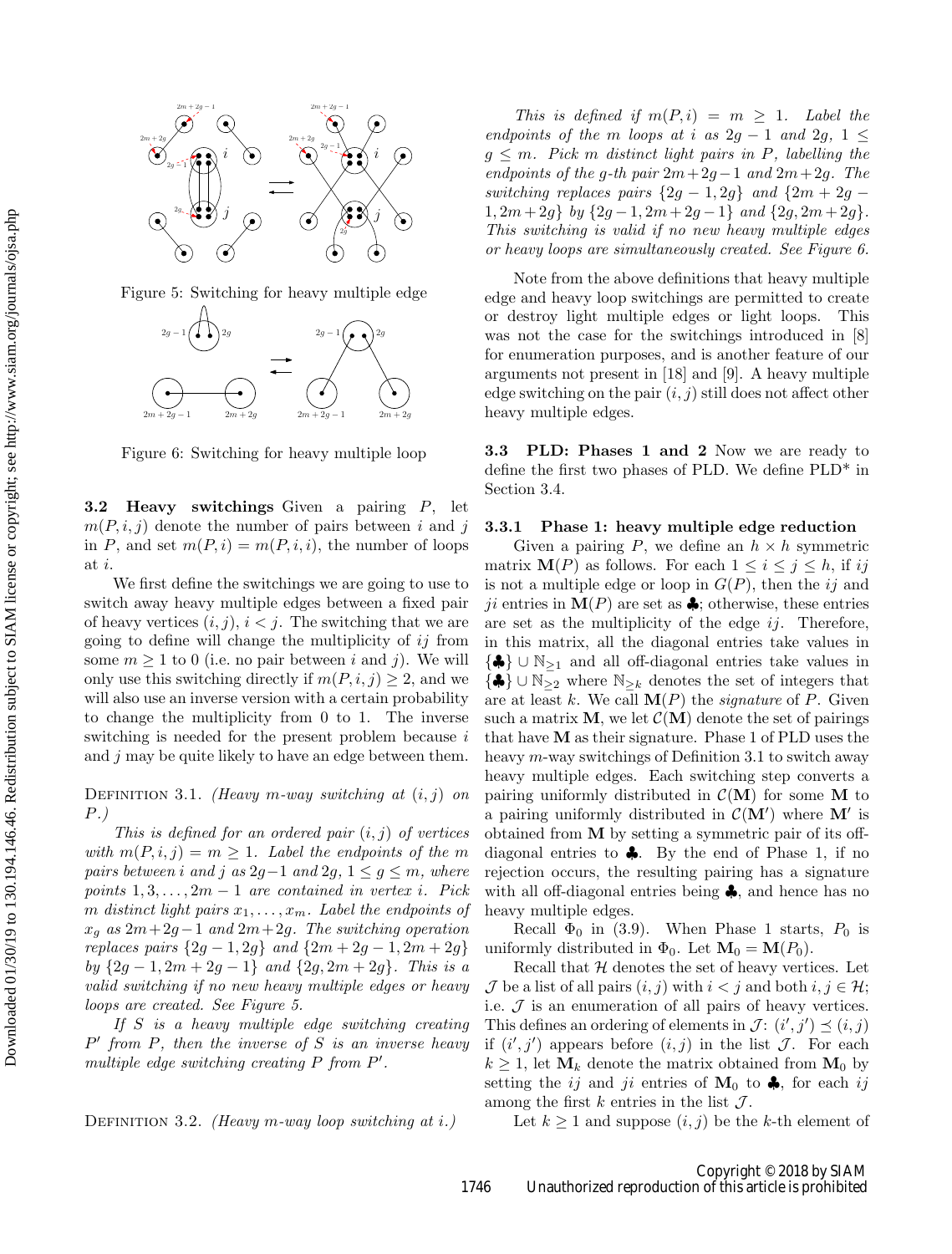Figure 5: Switching for heavy multiple edge

Figure 6: Switching for heavy multiple loop

**3.2 Heavy switchings** Given a pairing $P$, let $m(P, i, j)$ denote the number of pairs between $i$ and $j$ in $P$, and set $m(P, i) = m(P, i, i)$, the number of loops at $i$.

We first define the switchings we are going to use to switch away heavy multiple edges between a fixed pair of heavy vertices $(i, j)$, $i < j$. The switching that we are going to define will change the multiplicity of $ij$ from some $m \geq 1$ to 0 (i.e. no pair between $i$ and $j$). We will only use this switching directly if $m(P, i, j) \geq 2$, and we will also use an inverse version with a certain probability to change the multiplicity from 0 to 1. The inverse switching is needed for the present problem because $i$ and $j$ may be quite likely to have an edge between them.

Definition 3.1. *(Heavy $m$-way switching at $(i, j)$ on $P$.)*

*This is defined for an ordered pair $(i, j)$ of vertices with $m(P, i, j) = m \geq 1$. Label the endpoints of the $m$ pairs between $i$ and $j$ as $2g-1$ and $2g$, $1 \leq g \leq m$, where points $1, 3, \ldots, 2m-1$ are contained in vertex $i$. Pick $m$ distinct light pairs $x_1, \ldots, x_m$. Label the endpoints of $x_g$ as $2m+2g-1$ and $2m+2g$. The switching operation replaces pairs $\{2g-1, 2g\}$ and $\{2m+2g-1, 2m+2g\}$ by $\{2g-1, 2m+2g-1\}$ and $\{2g, 2m+2g\}$. This is a valid switching if no new heavy multiple edges or heavy loops are created. See Figure 5.*

*If $S$ is a heavy multiple edge switching creating $P'$ from $P$, then the inverse of $S$ is an inverse heavy multiple edge switching creating $P$ from $P'$.*

Definition 3.2. *(Heavy $m$-way loop switching at $i$.)*

*This is defined if $m(P, i) = m \geq 1$. Label the endpoints of the $m$ loops at $i$ as $2g-1$ and $2g$, $1 \leq g \leq m$. Pick $m$ distinct light pairs in $P$, labelling the endpoints of the $g$-th pair $2m+2g-1$ and $2m+2g$. The switching replaces pairs $\{2g-1, 2g\}$ and $\{2m+2g-1, 2m+2g\}$ by $\{2g-1, 2m+2g-1\}$ and $\{2g, 2m+2g\}$. This switching is valid if no new heavy multiple edges or heavy loops are simultaneously created. See Figure 6.*

Note from the above definitions that heavy multiple edge and heavy loop switchings are permitted to create or destroy light multiple edges or light loops. This was not the case for the switchings introduced in [8] for enumeration purposes, and is another feature of our arguments not present in [18] and [9]. A heavy multiple edge switching on the pair $(i, j)$ still does not affect other heavy multiple edges.

**3.3 PLD: Phases 1 and 2** Now we are ready to define the first two phases of PLD. We define PLD* in Section 3.4.

### 3.3.1 Phase 1: heavy multiple edge reduction

Given a pairing $P$, we define an $h \times h$ symmetric matrix $\mathbf{M}(P)$ as follows. For each $1 \leq i \leq j \leq h$, if $ij$ is not a multiple edge or loop in $G(P)$, then the $ij$ and $ji$ entries in $\mathbf{M}(P)$ are set as $\clubsuit$; otherwise, these entries are set as the multiplicity of the edge $ij$. Therefore, in this matrix, all the diagonal entries take values in $\{\clubsuit\} \cup \mathbb{N}_{\geq 1}$ and all off-diagonal entries take values in $\{\clubsuit\} \cup \mathbb{N}_{\geq 2}$ where $\mathbb{N}_{\geq k}$ denotes the set of integers that are at least $k$. We call $\mathbf{M}(P)$ the *signature* of $P$. Given such a matrix $\mathbf{M}$, we let $\mathcal{C}(\mathbf{M})$ denote the set of pairings that have $\mathbf{M}$ as their signature. Phase 1 of PLD uses the heavy $m$-way switchings of Definition 3.1 to switch away heavy multiple edges. Each switching step converts a pairing uniformly distributed in $\mathcal{C}(\mathbf{M})$ for some $\mathbf{M}$ to a pairing uniformly distributed in $\mathcal{C}(\mathbf{M}')$ where $\mathbf{M}'$ is obtained from $\mathbf{M}$ by setting a symmetric pair of its off-diagonal entries to $\clubsuit$. By the end of Phase 1, if no rejection occurs, the resulting pairing has a signature with all off-diagonal entries being $\clubsuit$, and hence has no heavy multiple edges.

Recall $\Phi_0$ in (3.9). When Phase 1 starts, $P_0$ is uniformly distributed in $\Phi_0$. Let $\mathbf{M}_0 = \mathbf{M}(P_0)$.

Recall that $\mathcal{H}$ denotes the set of heavy vertices. Let $\mathcal{J}$ be a list of all pairs $(i, j)$ with $i < j$ and both $i, j \in \mathcal{H}$; i.e. $\mathcal{J}$ is an enumeration of all pairs of heavy vertices. This defines an ordering of elements in $\mathcal{J}$: $(i', j') \preceq (i, j)$ if $(i', j')$ appears before $(i, j)$ in the list $\mathcal{J}$. For each $k \geq 1$, let $\mathbf{M}_k$ denote the matrix obtained from $\mathbf{M}_0$ by setting the $ij$ and $ji$ entries of $\mathbf{M}_0$ to $\clubsuit$, for each $ij$ among the first $k$ entries in the list $\mathcal{J}$.

Let $k \geq 1$ and suppose $(i, j)$ be the $k$-th element of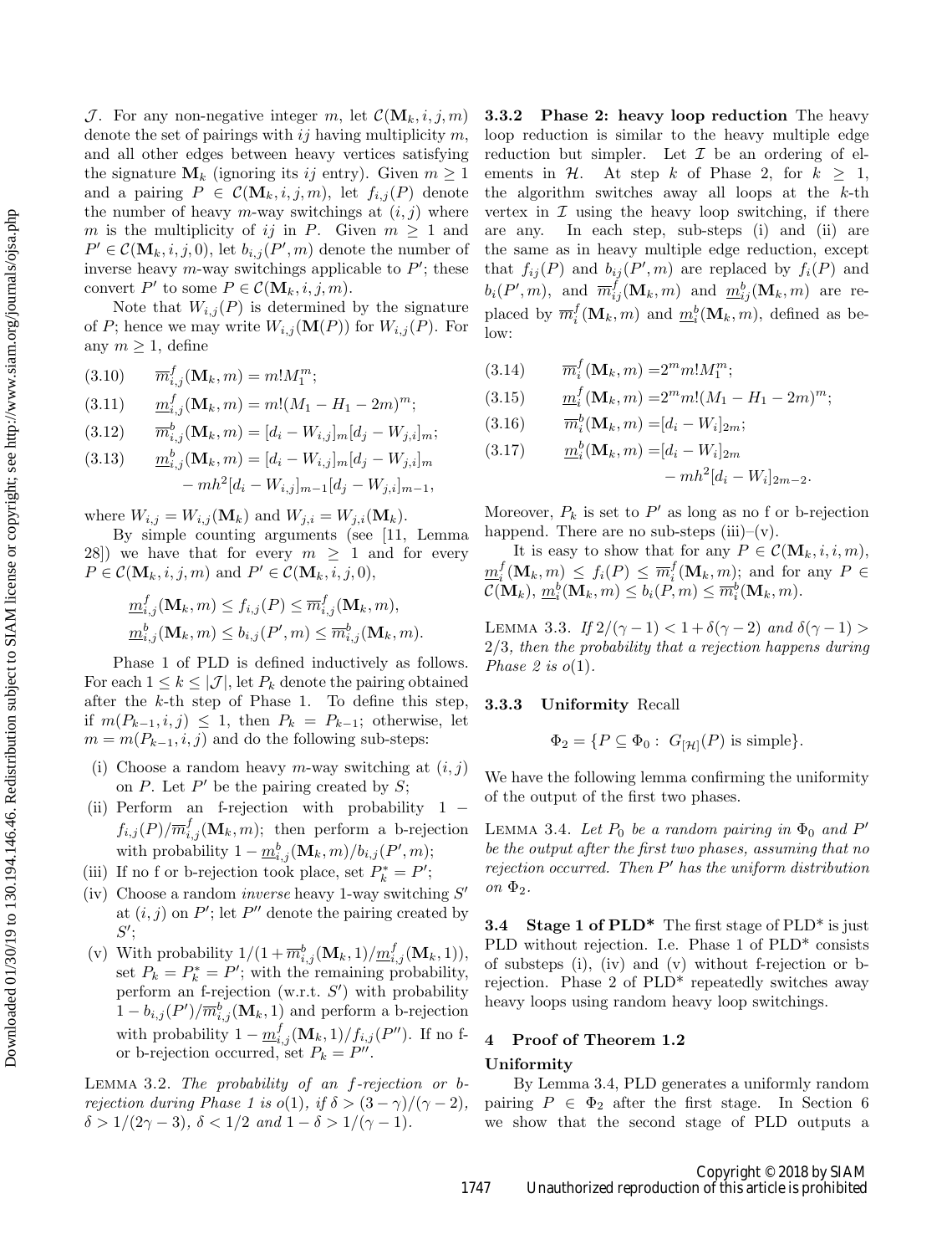$\mathcal{J}$. For any non-negative integer $m$, let $\mathcal{C}(\mathbf{M}_k, i, j, m)$ denote the set of pairings with $ij$ having multiplicity $m$, and all other edges between heavy vertices satisfying the signature $\mathbf{M}_k$ (ignoring its $ij$ entry). Given $m \geq 1$ and a pairing $P \in \mathcal{C}(\mathbf{M}_k, i, j, m)$, let $f_{i,j}(P)$ denote the number of heavy $m$-way switchings at $(i, j)$ where $m$ is the multiplicity of $ij$ in $P$. Given $m \geq 1$ and $P' \in \mathcal{C}(\mathbf{M}_k, i, j, 0)$, let $b_{i,j}(P', m)$ denote the number of inverse heavy $m$-way switchings applicable to $P'$; these convert $P'$ to some $P \in \mathcal{C}(\mathbf{M}_k, i, j, m)$.

Note that $W_{i,j}(P)$ is determined by the signature of $P$; hence we may write $W_{i,j}(\mathbf{M}(P))$ for $W_{i,j}(P)$. For any $m \geq 1$, define

$$\overline{m}^f_{i,j}(\mathbf{M}_k, m) = m! M_1^m; \tag{3.10}$$

$$\underline{m}^f_{i,j}(\mathbf{M}_k, m) = m!(M_1 - H_1 - 2m)^m; \tag{3.11}$$

$$\overline{m}^b_{i,j}(\mathbf{M}_k, m) = [d_i - W_{i,j}]_m [d_j - W_{j,i}]_m; \tag{3.12}$$

$$\underline{m}^b_{i,j}(\mathbf{M}_k, m) = [d_i - W_{i,j}]_m [d_j - W_{j,i}]_m - mh^2 [d_i - W_{i,j}]_{m-1} [d_j - W_{j,i}]_{m-1}, \tag{3.13}$$

where $W_{i,j} = W_{i,j}(\mathbf{M}_k)$ and $W_{j,i} = W_{j,i}(\mathbf{M}_k)$.

By simple counting arguments (see [11, Lemma 28]) we have that for every $m \geq 1$ and for every $P \in \mathcal{C}(\mathbf{M}_k, i, j, m)$ and $P' \in \mathcal{C}(\mathbf{M}_k, i, j, 0)$,

$$\underline{m}^f_{i,j}(\mathbf{M}_k, m) \leq f_{i,j}(P) \leq \overline{m}^f_{i,j}(\mathbf{M}_k, m),$$
$$\underline{m}^b_{i,j}(\mathbf{M}_k, m) \leq b_{i,j}(P', m) \leq \overline{m}^b_{i,j}(\mathbf{M}_k, m).$$

Phase 1 of PLD is defined inductively as follows. For each $1 \leq k \leq |\mathcal{J}|$, let $P_k$ denote the pairing obtained after the $k$-th step of Phase 1. To define this step, if $m(P_{k-1}, i, j) \leq 1$, then $P_k = P_{k-1}$; otherwise, let $m = m(P_{k-1}, i, j)$ and do the following sub-steps:

(i) Choose a random heavy $m$-way switching at $(i, j)$ on $P$. Let $P'$ be the pairing created by $S$;

(ii) Perform an f-rejection with probability $1 - f_{i,j}(P)/\overline{m}^f_{i,j}(\mathbf{M}_k, m)$; then perform a b-rejection with probability $1 - \underline{m}^b_{i,j}(\mathbf{M}_k, m)/b_{i,j}(P', m)$;

(iii) If no f or b-rejection took place, set $P^*_k = P'$;

(iv) Choose a random *inverse* heavy 1-way switching $S'$ at $(i, j)$ on $P'$; let $P''$ denote the pairing created by $S'$;

(v) With probability $1/(1 + \overline{m}^b_{i,j}(\mathbf{M}_k, 1)/\underline{m}^f_{i,j}(\mathbf{M}_k, 1))$, set $P_k = P^*_k = P'$; with the remaining probability, perform an f-rejection (w.r.t. $S'$) with probability $1 - b_{i,j}(P')/\overline{m}^b_{i,j}(\mathbf{M}_k, 1)$ and perform a b-rejection with probability $1 - \underline{m}^f_{i,j}(\mathbf{M}_k, 1)/f_{i,j}(P'')$. If no f- or b-rejection occurred, set $P_k = P''$.

**Lemma 3.2.** *The probability of an f-rejection or b-rejection during Phase 1 is $o(1)$, if $\delta > (3-\gamma)/(\gamma-2)$, $\delta > 1/(2\gamma - 3)$, $\delta < 1/2$ and $1 - \delta > 1/(\gamma - 1)$.*

#### 3.3.2 Phase 2: heavy loop reduction

The heavy loop reduction is similar to the heavy multiple edge reduction but simpler. Let $\mathcal{I}$ be an ordering of elements in $\mathcal{H}$. At step $k$ of Phase 2, for $k \geq 1$, the algorithm switches away all loops at the $k$-th vertex in $\mathcal{I}$ using the heavy loop switching, if there are any. In each step, sub-steps (i) and (ii) are the same as in heavy multiple edge reduction, except that $f_{ij}(P)$ and $b_{ij}(P', m)$ are replaced by $f_i(P)$ and $b_i(P', m)$, and $\overline{m}^f_{ij}(\mathbf{M}_k, m)$ and $\underline{m}^b_{ij}(\mathbf{M}_k, m)$ are replaced by $\overline{m}^f_i(\mathbf{M}_k, m)$ and $\underline{m}^b_i(\mathbf{M}_k, m)$, defined as below:

$$\overline{m}^f_i(\mathbf{M}_k, m) = 2^m m! M_1^m; \tag{3.14}$$

$$\underline{m}^f_i(\mathbf{M}_k, m) = 2^m m!(M_1 - H_1 - 2m)^m; \tag{3.15}$$

$$\overline{m}^b_i(\mathbf{M}_k, m) = [d_i - W_i]_{2m}; \tag{3.16}$$

$$\underline{m}^b_i(\mathbf{M}_k, m) = [d_i - W_i]_{2m} - mh^2 [d_i - W_i]_{2m-2}. \tag{3.17}$$

Moreover, $P_k$ is set to $P'$ as long as no f or b-rejection happend. There are no sub-steps (iii)–(v).

It is easy to show that for any $P \in \mathcal{C}(\mathbf{M}_k, i, i, m)$, $\underline{m}^f_i(\mathbf{M}_k, m) \leq f_i(P) \leq \overline{m}^f_i(\mathbf{M}_k, m)$; and for any $P \in \mathcal{C}(\mathbf{M}_k)$, $\underline{m}^b_i(\mathbf{M}_k, m) \leq b_i(P, m) \leq \overline{m}^b_i(\mathbf{M}_k, m)$.

**Lemma 3.3.** *If $2/(\gamma - 1) < 1 + \delta(\gamma - 2)$ and $\delta(\gamma - 1) > 2/3$, then the probability that a rejection happens during Phase 2 is $o(1)$.*

#### 3.3.3 Uniformity

Recall

$$\Phi_2 = \{P \subseteq \Phi_0 : \, G_{[\mathcal{H}]}(P) \text{ is simple}\}.$$

We have the following lemma confirming the uniformity of the output of the first two phases.

**Lemma 3.4.** *Let $P_0$ be a random pairing in $\Phi_0$ and $P'$ be the output after the first two phases, assuming that no rejection occurred. Then $P'$ has the uniform distribution on $\Phi_2$.*

### 3.4 Stage 1 of PLD*

The first stage of PLD* is just PLD without rejection. I.e. Phase 1 of PLD* consists of substeps (i), (iv) and (v) without f-rejection or b-rejection. Phase 2 of PLD* repeatedly switches away heavy loops using random heavy loop switchings.

## 4 Proof of Theorem 1.2

**Uniformity**

By Lemma 3.4, PLD generates a uniformly random pairing $P \in \Phi_2$ after the first stage. In Section 6 we show that the second stage of PLD outputs a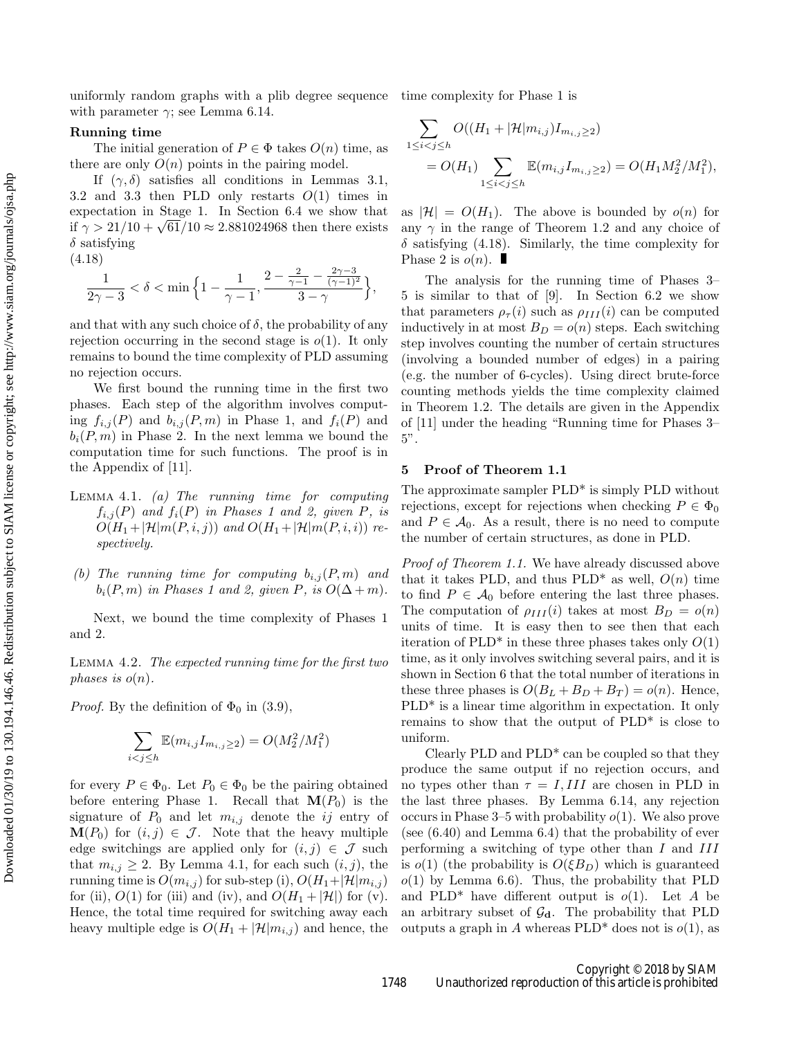uniformly random graphs with a plib degree sequence with parameter $\gamma$; see Lemma 6.14.

**Running time**

The initial generation of $P \in \Phi$ takes $O(n)$ time, as there are only $O(n)$ points in the pairing model.

If $(\gamma, \delta)$ satisfies all conditions in Lemmas 3.1, 3.2 and 3.3 then PLD only restarts $O(1)$ times in expectation in Stage 1. In Section 6.4 we show that if $\gamma > 21/10 + \sqrt{61}/10 \approx 2.881024968$ then there exists $\delta$ satisfying

(4.18)

$$\frac{1}{2\gamma - 3} < \delta < \min\Big\{1 - \frac{1}{\gamma - 1}, \frac{2 - \frac{2}{\gamma-1} - \frac{2\gamma-3}{(\gamma-1)^2}}{3-\gamma}\Big\},$$

and that with any such choice of $\delta$, the probability of any rejection occurring in the second stage is $o(1)$. It only remains to bound the time complexity of PLD assuming no rejection occurs.

We first bound the running time in the first two phases. Each step of the algorithm involves computing $f_{i,j}(P)$ and $b_{i,j}(P, m)$ in Phase 1, and $f_i(P)$ and $b_i(P, m)$ in Phase 2. In the next lemma we bound the computation time for such functions. The proof is in the Appendix of [11].

Lemma 4.1. *(a) The running time for computing $f_{i,j}(P)$ and $f_i(P)$ in Phases 1 and 2, given $P$, is $O(H_1 + |\mathcal{H}|m(P, i, j))$ and $O(H_1 + |\mathcal{H}|m(P, i, i))$ respectively.*

*(b) The running time for computing $b_{i,j}(P, m)$ and $b_i(P, m)$ in Phases 1 and 2, given $P$, is $O(\Delta + m)$.*

Next, we bound the time complexity of Phases 1 and 2.

Lemma 4.2. *The expected running time for the first two phases is $o(n)$.*

*Proof.* By the definition of $\Phi_0$ in (3.9),

$$\sum_{i<j\le h} \mathbb{E}(m_{i,j} I_{m_{i,j}\ge 2}) = O(M_2^2/M_1^2)$$

for every $P \in \Phi_0$. Let $P_0 \in \Phi_0$ be the pairing obtained before entering Phase 1. Recall that $\mathbf{M}(P_0)$ is the signature of $P_0$ and let $m_{i,j}$ denote the $ij$ entry of $\mathbf{M}(P_0)$ for $(i, j) \in \mathcal{J}$. Note that the heavy multiple edge switchings are applied only for $(i, j) \in \mathcal{J}$ such that $m_{i,j} \ge 2$. By Lemma 4.1, for each such $(i, j)$, the running time is $O(m_{i,j})$ for sub-step (i), $O(H_1 + |\mathcal{H}|m_{i,j})$ for (ii), $O(1)$ for (iii) and (iv), and $O(H_1 + |\mathcal{H}|)$ for (v). Hence, the total time required for switching away each heavy multiple edge is $O(H_1 + |\mathcal{H}|m_{i,j})$ and hence, the time complexity for Phase 1 is

$$\sum_{1\le i<j\le h} O((H_1 + |\mathcal{H}|m_{i,j}) I_{m_{i,j}\ge 2})$$
$$= O(H_1) \sum_{1\le i<j\le h} \mathbb{E}(m_{i,j} I_{m_{i,j}\ge 2}) = O(H_1 M_2^2/M_1^2),$$

as $|\mathcal{H}| = O(H_1)$. The above is bounded by $o(n)$ for any $\gamma$ in the range of Theorem 1.2 and any choice of $\delta$ satisfying (4.18). Similarly, the time complexity for Phase 2 is $o(n)$. ∎

The analysis for the running time of Phases 3–5 is similar to that of [9]. In Section 6.2 we show that parameters $\rho_\tau(i)$ such as $\rho_{III}(i)$ can be computed inductively in at most $B_D = o(n)$ steps. Each switching step involves counting the number of certain structures (involving a bounded number of edges) in a pairing (e.g. the number of 6-cycles). Using direct brute-force counting methods yields the time complexity claimed in Theorem 1.2. The details are given in the Appendix of [11] under the heading "Running time for Phases 3–5".

## 5 Proof of Theorem 1.1

The approximate sampler PLD* is simply PLD without rejections, except for rejections when checking $P \in \Phi_0$ and $P \in \mathcal{A}_0$. As a result, there is no need to compute the number of certain structures, as done in PLD.

*Proof of Theorem 1.1.* We have already discussed above that it takes PLD, and thus PLD* as well, $O(n)$ time to find $P \in \mathcal{A}_0$ before entering the last three phases. The computation of $\rho_{III}(i)$ takes at most $B_D = o(n)$ units of time. It is easy then to see then that each iteration of PLD* in these three phases takes only $O(1)$ time, as it only involves switching several pairs, and it is shown in Section 6 that the total number of iterations in these three phases is $O(B_L + B_D + B_T) = o(n)$. Hence, PLD* is a linear time algorithm in expectation. It only remains to show that the output of PLD* is close to uniform.

Clearly PLD and PLD* can be coupled so that they produce the same output if no rejection occurs, and no types other than $\tau = I, III$ are chosen in PLD in the last three phases. By Lemma 6.14, any rejection occurs in Phase 3–5 with probability $o(1)$. We also prove (see (6.40) and Lemma 6.4) that the probability of ever performing a switching of type other than $I$ and $III$ is $o(1)$ (the probability is $O(\xi B_D)$ which is guaranteed $o(1)$ by Lemma 6.6). Thus, the probability that PLD and PLD* have different output is $o(1)$. Let $A$ be an arbitrary subset of $\mathcal{G}_{\mathbf{d}}$. The probability that PLD outputs a graph in $A$ whereas PLD* does not is $o(1)$, as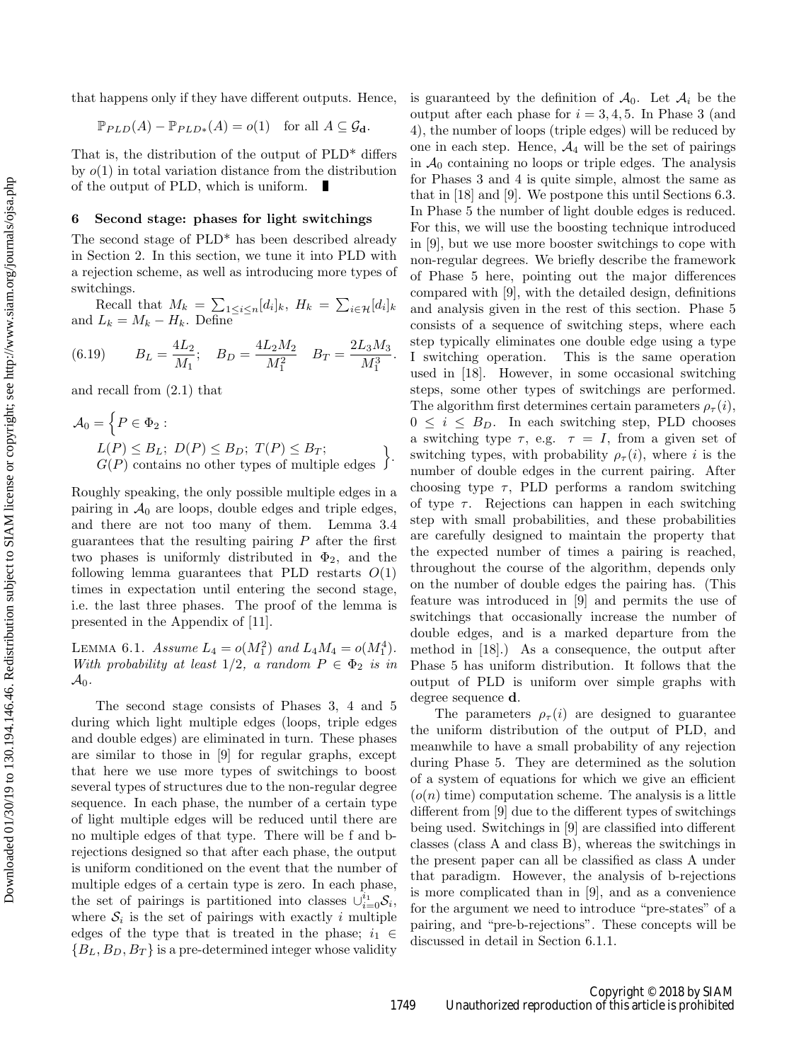that happens only if they have different outputs. Hence,

$$\mathbb{P}_{PLD}(A) - \mathbb{P}_{PLD*}(A) = o(1) \quad \text{for all } A \subseteq \mathcal{G}_{\mathbf{d}}.$$

That is, the distribution of the output of PLD* differs by $o(1)$ in total variation distance from the distribution of the output of PLD, which is uniform. ∎

## 6 Second stage: phases for light switchings

The second stage of PLD* has been described already in Section 2. In this section, we tune it into PLD with a rejection scheme, as well as introducing more types of switchings.

Recall that $M_k = \sum_{1 \le i \le n} [d_i]_k$, $H_k = \sum_{i \in \mathcal{H}} [d_i]_k$ and $L_k = M_k - H_k$. Define

$$B_L = \frac{4L_2}{M_1}; \quad B_D = \frac{4L_2M_2}{M_1^2} \quad B_T = \frac{2L_3M_3}{M_1^3}. \tag{6.19}$$

and recall from (2.1) that

$$\mathcal{A}_0 = \Big\{ P \in \Phi_2 : \begin{array}{l} L(P) \le B_L;\ D(P) \le B_D;\ T(P) \le B_T; \\ G(P) \text{ contains no other types of multiple edges} \end{array} \Big\}.$$

Roughly speaking, the only possible multiple edges in a pairing in $\mathcal{A}_0$ are loops, double edges and triple edges, and there are not too many of them. Lemma 3.4 guarantees that the resulting pairing $P$ after the first two phases is uniformly distributed in $\Phi_2$, and the following lemma guarantees that PLD restarts $O(1)$ times in expectation until entering the second stage, i.e. the last three phases. The proof of the lemma is presented in the Appendix of [11].

LEMMA 6.1. *Assume $L_4 = o(M_1^2)$ and $L_4M_4 = o(M_1^4)$. With probability at least $1/2$, a random $P \in \Phi_2$ is in $\mathcal{A}_0$.*

The second stage consists of Phases 3, 4 and 5 during which light multiple edges (loops, triple edges and double edges) are eliminated in turn. These phases are similar to those in [9] for regular graphs, except that here we use more types of switchings to boost several types of structures due to the non-regular degree sequence. In each phase, the number of a certain type of light multiple edges will be reduced until there are no multiple edges of that type. There will be f and b-rejections designed so that after each phase, the output is uniform conditioned on the event that the number of multiple edges of a certain type is zero. In each phase, the set of pairings is partitioned into classes $\cup_{i=0}^{i_1} \mathcal{S}_i$, where $\mathcal{S}_i$ is the set of pairings with exactly $i$ multiple edges of the type that is treated in the phase; $i_1 \in \{B_L, B_D, B_T\}$ is a pre-determined integer whose validity is guaranteed by the definition of $\mathcal{A}_0$. Let $\mathcal{A}_i$ be the output after each phase for $i = 3, 4, 5$. In Phase 3 (and 4), the number of loops (triple edges) will be reduced by one in each step. Hence, $\mathcal{A}_4$ will be the set of pairings in $\mathcal{A}_0$ containing no loops or triple edges. The analysis for Phases 3 and 4 is quite simple, almost the same as that in [18] and [9]. We postpone this until Sections 6.3. In Phase 5 the number of light double edges is reduced. For this, we will use the boosting technique introduced in [9], but we use more booster switchings to cope with non-regular degrees. We briefly describe the framework of Phase 5 here, pointing out the major differences compared with [9], with the detailed design, definitions and analysis given in the rest of this section. Phase 5 consists of a sequence of switching steps, where each step typically eliminates one double edge using a type I switching operation. This is the same operation used in [18]. However, in some occasional switching steps, some other types of switchings are performed. The algorithm first determines certain parameters $\rho_\tau(i)$, $0 \le i \le B_D$. In each switching step, PLD chooses a switching type $\tau$, e.g. $\tau = I$, from a given set of switching types, with probability $\rho_\tau(i)$, where $i$ is the number of double edges in the current pairing. After choosing type $\tau$, PLD performs a random switching of type $\tau$. Rejections can happen in each switching step with small probabilities, and these probabilities are carefully designed to maintain the property that the expected number of times a pairing is reached, throughout the course of the algorithm, depends only on the number of double edges the pairing has. (This feature was introduced in [9] and permits the use of switchings that occasionally increase the number of double edges, and is a marked departure from the method in [18].) As a consequence, the output after Phase 5 has uniform distribution. It follows that the output of PLD is uniform over simple graphs with degree sequence $\mathbf{d}$.

The parameters $\rho_\tau(i)$ are designed to guarantee the uniform distribution of the output of PLD, and meanwhile to have a small probability of any rejection during Phase 5. They are determined as the solution of a system of equations for which we give an efficient ($o(n)$ time) computation scheme. The analysis is a little different from [9] due to the different types of switchings being used. Switchings in [9] are classified into different classes (class A and class B), whereas the switchings in the present paper can all be classified as class A under that paradigm. However, the analysis of b-rejections is more complicated than in [9], and as a convenience for the argument we need to introduce "pre-states" of a pairing, and "pre-b-rejections". These concepts will be discussed in detail in Section 6.1.1.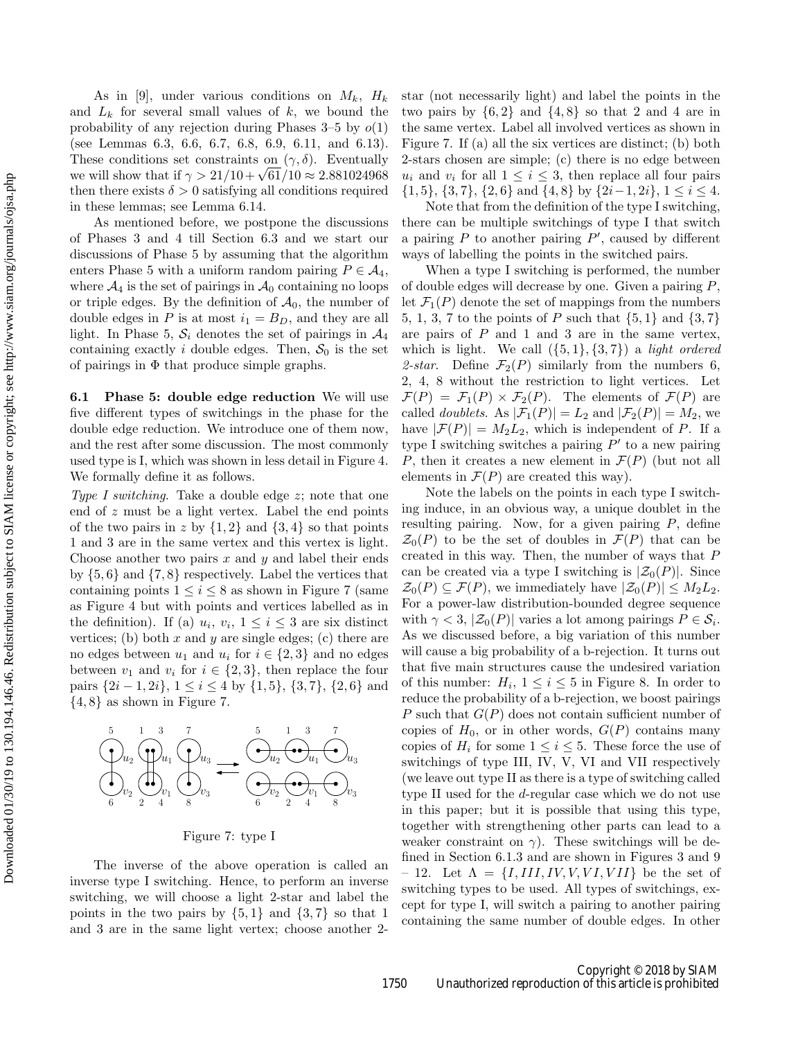As in [9], under various conditions on $M_k$, $H_k$ and $L_k$ for several small values of $k$, we bound the probability of any rejection during Phases 3–5 by $o(1)$ (see Lemmas 6.3, 6.6, 6.7, 6.8, 6.9, 6.11, and 6.13). These conditions set constraints on $(\gamma, \delta)$. Eventually we will show that if $\gamma > 21/10 + \sqrt{61}/10 \approx 2.881024968$ then there exists $\delta > 0$ satisfying all conditions required in these lemmas; see Lemma 6.14.

As mentioned before, we postpone the discussions of Phases 3 and 4 till Section 6.3 and we start our discussions of Phase 5 by assuming that the algorithm enters Phase 5 with a uniform random pairing $P \in \mathcal{A}_4$, where $\mathcal{A}_4$ is the set of pairings in $\mathcal{A}_0$ containing no loops or triple edges. By the definition of $\mathcal{A}_0$, the number of double edges in $P$ is at most $i_1 = B_D$, and they are all light. In Phase 5, $\mathcal{S}_i$ denotes the set of pairings in $\mathcal{A}_4$ containing exactly $i$ double edges. Then, $\mathcal{S}_0$ is the set of pairings in $\Phi$ that produce simple graphs.

### 6.1 Phase 5: double edge reduction

We will use five different types of switchings in the phase for the double edge reduction. We introduce one of them now, and the rest after some discussion. The most commonly used type is I, which was shown in less detail in Figure 4. We formally define it as follows.

*Type I switching.* Take a double edge $z$; note that one end of $z$ must be a light vertex. Label the end points of the two pairs in $z$ by $\{1, 2\}$ and $\{3, 4\}$ so that points 1 and 3 are in the same vertex and this vertex is light. Choose another two pairs $x$ and $y$ and label their ends by $\{5, 6\}$ and $\{7, 8\}$ respectively. Label the vertices that containing points $1 \le i \le 8$ as shown in Figure 7 (same as Figure 4 but with points and vertices labelled as in the definition). If (a) $u_i$, $v_i$, $1 \le i \le 3$ are six distinct vertices; (b) both $x$ and $y$ are single edges; (c) there are no edges between $u_1$ and $u_i$ for $i \in \{2, 3\}$ and no edges between $v_1$ and $v_i$ for $i \in \{2, 3\}$, then replace the four pairs $\{2i-1, 2i\}$, $1 \le i \le 4$ by $\{1, 5\}$, $\{3, 7\}$, $\{2, 6\}$ and $\{4, 8\}$ as shown in Figure 7.

Figure 7: type I

The inverse of the above operation is called an inverse type I switching. Hence, to perform an inverse switching, we will choose a light 2-star and label the points in the two pairs by $\{5, 1\}$ and $\{3, 7\}$ so that 1 and 3 are in the same light vertex; choose another 2-star (not necessarily light) and label the points in the two pairs by $\{6, 2\}$ and $\{4, 8\}$ so that 2 and 4 are in the same vertex. Label all involved vertices as shown in Figure 7. If (a) all the six vertices are distinct; (b) both 2-stars chosen are simple; (c) there is no edge between $u_i$ and $v_i$ for all $1 \le i \le 3$, then replace all four pairs $\{1, 5\}$, $\{3, 7\}$, $\{2, 6\}$ and $\{4, 8\}$ by $\{2i-1, 2i\}$, $1 \le i \le 4$.

Note that from the definition of the type I switching, there can be multiple switchings of type I that switch a pairing $P$ to another pairing $P'$, caused by different ways of labelling the points in the switched pairs.

When a type I switching is performed, the number of double edges will decrease by one. Given a pairing $P$, let $\mathcal{F}_1(P)$ denote the set of mappings from the numbers 5, 1, 3, 7 to the points of $P$ such that $\{5, 1\}$ and $\{3, 7\}$ are pairs of $P$ and 1 and 3 are in the same vertex, which is light. We call $(\{5, 1\}, \{3, 7\})$ a *light ordered 2-star*. Define $\mathcal{F}_2(P)$ similarly from the numbers 6, 2, 4, 8 without the restriction to light vertices. Let $\mathcal{F}(P) = \mathcal{F}_1(P) \times \mathcal{F}_2(P)$. The elements of $\mathcal{F}(P)$ are called *doublets*. As $|\mathcal{F}_1(P)| = L_2$ and $|\mathcal{F}_2(P)| = M_2$, we have $|\mathcal{F}(P)| = M_2 L_2$, which is independent of $P$. If a type I switching switches a pairing $P'$ to a new pairing $P$, then it creates a new element in $\mathcal{F}(P)$ (but not all elements in $\mathcal{F}(P)$ are created this way).

Note the labels on the points in each type I switching induce, in an obvious way, a unique doublet in the resulting pairing. Now, for a given pairing $P$, define $\mathcal{Z}_0(P)$ to be the set of doubles in $\mathcal{F}(P)$ that can be created in this way. Then, the number of ways that $P$ can be created via a type I switching is $|\mathcal{Z}_0(P)|$. Since $\mathcal{Z}_0(P) \subseteq \mathcal{F}(P)$, we immediately have $|\mathcal{Z}_0(P)| \le M_2 L_2$. For a power-law distribution-bounded degree sequence with $\gamma < 3$, $|\mathcal{Z}_0(P)|$ varies a lot among pairings $P \in \mathcal{S}_i$. As we discussed before, a big variation of this number will cause a big probability of a b-rejection. It turns out that five main structures cause the undesired variation of this number: $H_i$, $1 \le i \le 5$ in Figure 8. In order to reduce the probability of a b-rejection, we boost pairings $P$ such that $G(P)$ does not contain sufficient number of copies of $H_0$, or in other words, $G(P)$ contains many copies of $H_i$ for some $1 \le i \le 5$. These force the use of switchings of type III, IV, V, VI and VII respectively (we leave out type II as there is a type of switching called type II used for the $d$-regular case which we do not use in this paper; but it is possible that using this type, together with strengthening other parts can lead to a weaker constraint on $\gamma$). These switchings will be defined in Section 6.1.3 and are shown in Figures 3 and 9 – 12. Let $\Lambda = \{I, III, IV, V, VI, VII\}$ be the set of switching types to be used. All types of switchings, except for type I, will switch a pairing to another pairing containing the same number of double edges. In other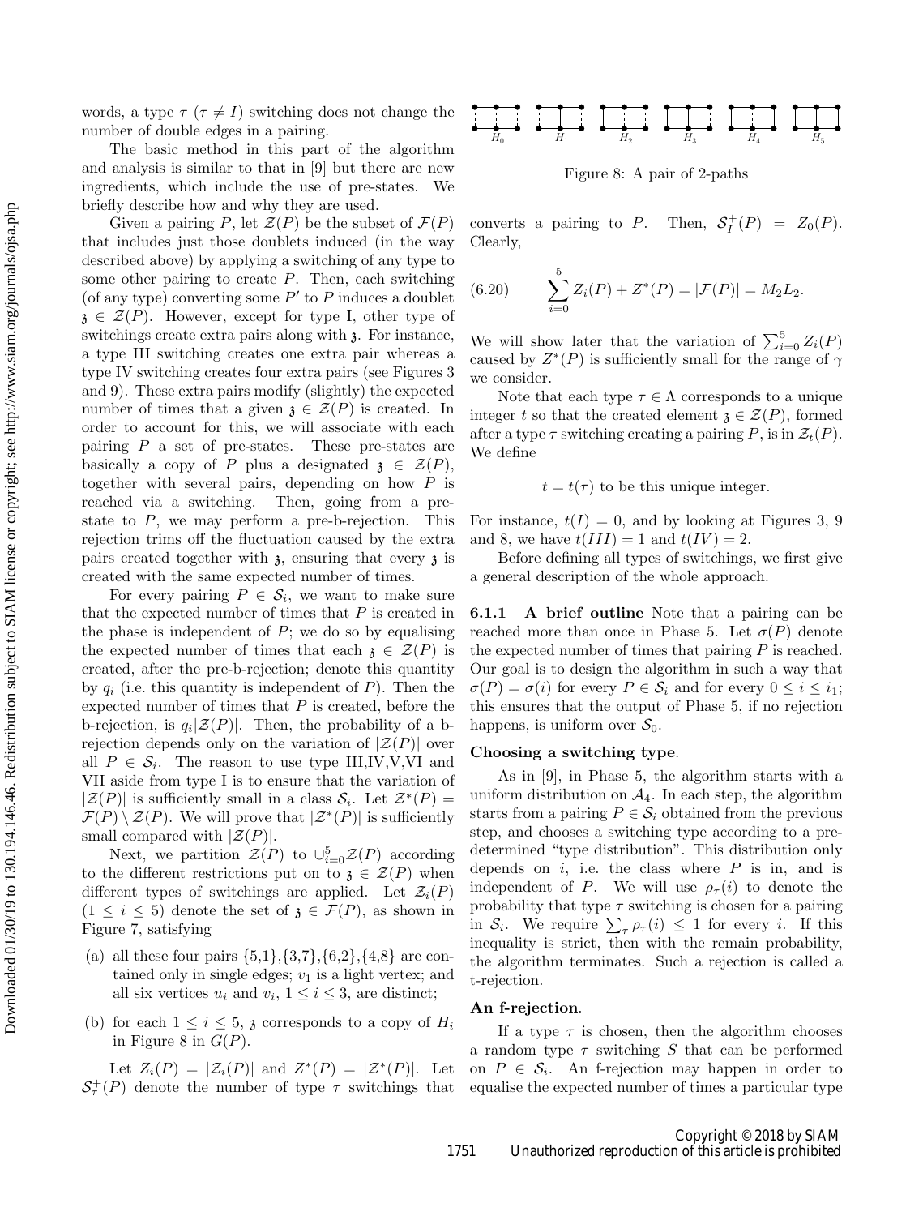words, a type $\tau$ ($\tau \neq I$) switching does not change the number of double edges in a pairing.

The basic method in this part of the algorithm and analysis is similar to that in [9] but there are new ingredients, which include the use of pre-states. We briefly describe how and why they are used.

Given a pairing $P$, let $\mathcal{Z}(P)$ be the subset of $\mathcal{F}(P)$ that includes just those doublets induced (in the way described above) by applying a switching of any type to some other pairing to create $P$. Then, each switching (of any type) converting some $P'$ to $P$ induces a doublet $\mathfrak{z} \in \mathcal{Z}(P)$. However, except for type I, other type of switchings create extra pairs along with $\mathfrak{z}$. For instance, a type III switching creates one extra pair whereas a type IV switching creates four extra pairs (see Figures 3 and 9). These extra pairs modify (slightly) the expected number of times that a given $\mathfrak{z} \in \mathcal{Z}(P)$ is created. In order to account for this, we will associate with each pairing $P$ a set of pre-states. These pre-states are basically a copy of $P$ plus a designated $\mathfrak{z} \in \mathcal{Z}(P)$, together with several pairs, depending on how $P$ is reached via a switching. Then, going from a pre-state to $P$, we may perform a pre-b-rejection. This rejection trims off the fluctuation caused by the extra pairs created together with $\mathfrak{z}$, ensuring that every $\mathfrak{z}$ is created with the same expected number of times.

For every pairing $P \in \mathcal{S}_i$, we want to make sure that the expected number of times that $P$ is created in the phase is independent of $P$; we do so by equalising the expected number of times that each $\mathfrak{z} \in \mathcal{Z}(P)$ is created, after the pre-b-rejection; denote this quantity by $q_i$ (i.e. this quantity is independent of $P$). Then the expected number of times that $P$ is created, before the b-rejection, is $q_i|\mathcal{Z}(P)|$. Then, the probability of a b-rejection depends only on the variation of $|\mathcal{Z}(P)|$ over all $P \in \mathcal{S}_i$. The reason to use type III,IV,V,VI and VII aside from type I is to ensure that the variation of $|\mathcal{Z}(P)|$ is sufficiently small in a class $\mathcal{S}_i$. Let $\mathcal{Z}^*(P) = \mathcal{F}(P) \setminus \mathcal{Z}(P)$. We will prove that $|\mathcal{Z}^*(P)|$ is sufficiently small compared with $|\mathcal{Z}(P)|$.

Next, we partition $\mathcal{Z}(P)$ to $\cup_{i=0}^{5}\mathcal{Z}(P)$ according to the different restrictions put on to $\mathfrak{z} \in \mathcal{Z}(P)$ when different types of switchings are applied. Let $\mathcal{Z}_i(P)$ ($1 \leq i \leq 5$) denote the set of $\mathfrak{z} \in \mathcal{F}(P)$, as shown in Figure 7, satisfying

(a) all these four pairs $\{5,1\}$,$\{3,7\}$,$\{6,2\}$,$\{4,8\}$ are contained only in single edges; $v_1$ is a light vertex; and all six vertices $u_i$ and $v_i$, $1 \leq i \leq 3$, are distinct;

(b) for each $1 \leq i \leq 5$, $\mathfrak{z}$ corresponds to a copy of $H_i$ in Figure 8 in $G(P)$.

Let $Z_i(P) = |\mathcal{Z}_i(P)|$ and $Z^*(P) = |\mathcal{Z}^*(P)|$. Let $\mathcal{S}^+_\tau(P)$ denote the number of type $\tau$ switchings that converts a pairing to $P$. Then, $\mathcal{S}^+_I(P) = Z_0(P)$. Clearly,

$$\sum_{i=0}^{5} Z_i(P) + Z^*(P) = |\mathcal{F}(P)| = M_2 L_2. \tag{6.20}$$

Figure 8: A pair of 2-paths

We will show later that the variation of $\sum_{i=0}^{5} Z_i(P)$ caused by $Z^*(P)$ is sufficiently small for the range of $\gamma$ we consider.

Note that each type $\tau \in \Lambda$ corresponds to a unique integer $t$ so that the created element $\mathfrak{z} \in \mathcal{Z}(P)$, formed after a type $\tau$ switching creating a pairing $P$, is in $\mathcal{Z}_t(P)$. We define

$$t = t(\tau) \text{ to be this unique integer.}$$

For instance, $t(I) = 0$, and by looking at Figures 3, 9 and 8, we have $t(III) = 1$ and $t(IV) = 2$.

Before defining all types of switchings, we first give a general description of the whole approach.

#### 6.1.1 A brief outline

Note that a pairing can be reached more than once in Phase 5. Let $\sigma(P)$ denote the expected number of times that pairing $P$ is reached. Our goal is to design the algorithm in such a way that $\sigma(P) = \sigma(i)$ for every $P \in \mathcal{S}_i$ and for every $0 \leq i \leq i_1$; this ensures that the output of Phase 5, if no rejection happens, is uniform over $\mathcal{S}_0$.

**Choosing a switching type.**

As in [9], in Phase 5, the algorithm starts with a uniform distribution on $\mathcal{A}_4$. In each step, the algorithm starts from a pairing $P \in \mathcal{S}_i$ obtained from the previous step, and chooses a switching type according to a predetermined "type distribution". This distribution only depends on $i$, i.e. the class where $P$ is in, and is independent of $P$. We will use $\rho_\tau(i)$ to denote the probability that type $\tau$ switching is chosen for a pairing in $\mathcal{S}_i$. We require $\sum_\tau \rho_\tau(i) \leq 1$ for every $i$. If this inequality is strict, then with the remain probability, the algorithm terminates. Such a rejection is called a t-rejection.

**An f-rejection.**

If a type $\tau$ is chosen, then the algorithm chooses a random type $\tau$ switching $S$ that can be performed on $P \in \mathcal{S}_i$. An f-rejection may happen in order to equalise the expected number of times a particular type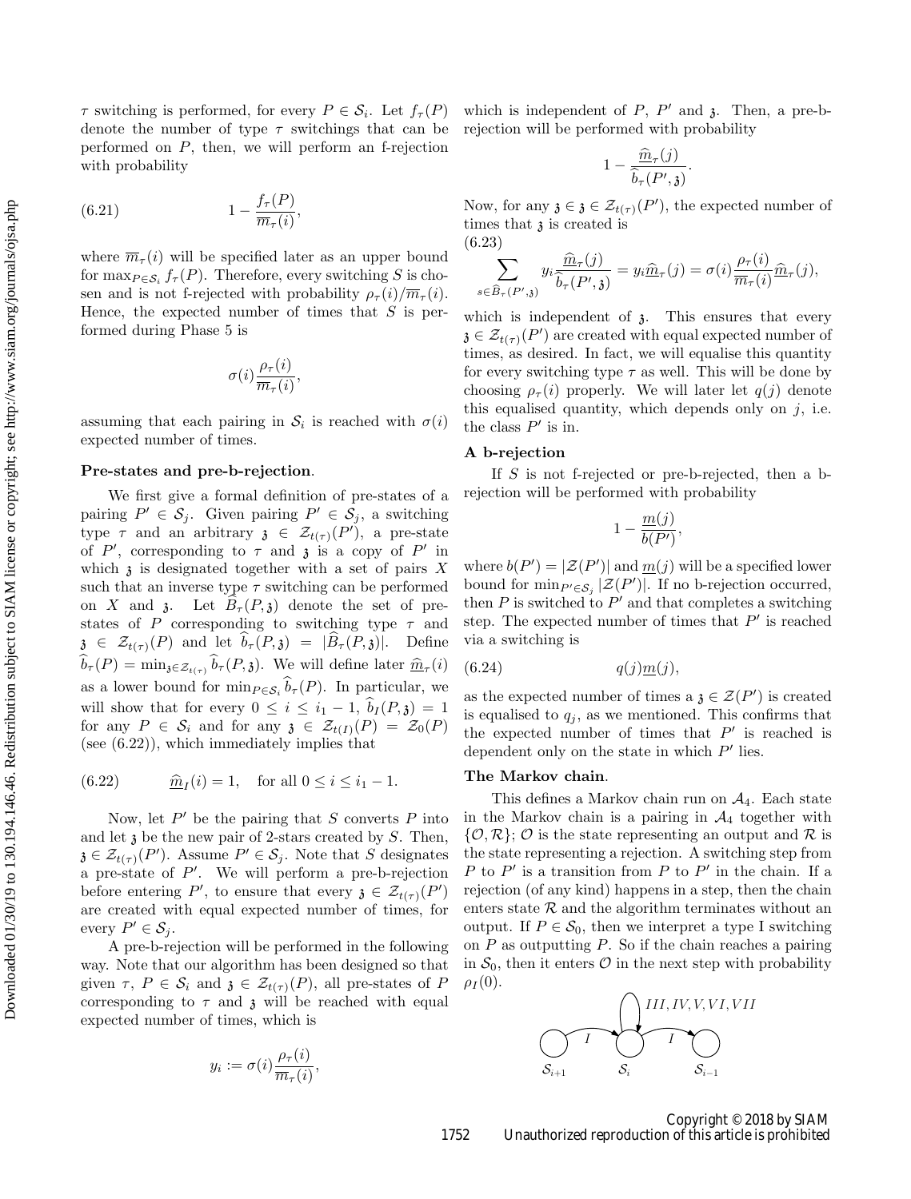$\tau$ switching is performed, for every $P \in \mathcal{S}_i$. Let $f_\tau(P)$ denote the number of type $\tau$ switchings that can be performed on $P$, then, we will perform an f-rejection with probability

$$1 - \frac{f_\tau(P)}{\overline{m}_\tau(i)}, \tag{6.21}$$

where $\overline{m}_\tau(i)$ will be specified later as an upper bound for $\max_{P\in\mathcal{S}_i} f_\tau(P)$. Therefore, every switching $S$ is chosen and is not f-rejected with probability $\rho_\tau(i)/\overline{m}_\tau(i)$. Hence, the expected number of times that $S$ is performed during Phase 5 is

$$\sigma(i)\frac{\rho_\tau(i)}{\overline{m}_\tau(i)},$$

assuming that each pairing in $\mathcal{S}_i$ is reached with $\sigma(i)$ expected number of times.

**Pre-states and pre-b-rejection**.

We first give a formal definition of pre-states of a pairing $P' \in \mathcal{S}_j$. Given pairing $P' \in \mathcal{S}_j$, a switching type $\tau$ and an arbitrary $\mathfrak{z} \in \mathcal{Z}_{t(\tau)}(P')$, a pre-state of $P'$, corresponding to $\tau$ and $\mathfrak{z}$ is a copy of $P'$ in which $\mathfrak{z}$ is designated together with a set of pairs $X$ such that an inverse type $\tau$ switching can be performed on $X$ and $\mathfrak{z}$. Let $\widehat{B}_\tau(P,\mathfrak{z})$ denote the set of pre-states of $P$ corresponding to switching type $\tau$ and $\mathfrak{z} \in \mathcal{Z}_{t(\tau)}(P)$ and let $\widehat{b}_\tau(P,\mathfrak{z}) = |\widehat{B}_\tau(P,\mathfrak{z})|$. Define $\widehat{b}_\tau(P) = \min_{\mathfrak{z}\in\mathcal{Z}_{t(\tau)}} \widehat{b}_\tau(P,\mathfrak{z})$. We will define later $\widehat{\underline{m}}_\tau(i)$ as a lower bound for $\min_{P\in\mathcal{S}_i} \widehat{b}_\tau(P)$. In particular, we will show that for every $0 \le i \le i_1 - 1$, $\widehat{b}_I(P,\mathfrak{z}) = 1$ for any $P \in \mathcal{S}_i$ and for any $\mathfrak{z} \in \mathcal{Z}_{t(I)}(P) = \mathcal{Z}_0(P)$ (see (6.22)), which immediately implies that

$$\widehat{\underline{m}}_I(i) = 1, \quad \text{for all } 0 \le i \le i_1 - 1. \tag{6.22}$$

Now, let $P'$ be the pairing that $S$ converts $P$ into and let $\mathfrak{z}$ be the new pair of 2-stars created by $S$. Then, $\mathfrak{z} \in \mathcal{Z}_{t(\tau)}(P')$. Assume $P' \in \mathcal{S}_j$. Note that $S$ designates a pre-state of $P'$. We will perform a pre-b-rejection before entering $P'$, to ensure that every $\mathfrak{z} \in \mathcal{Z}_{t(\tau)}(P')$ are created with equal expected number of times, for every $P' \in \mathcal{S}_j$.

A pre-b-rejection will be performed in the following way. Note that our algorithm has been designed so that given $\tau$, $P \in \mathcal{S}_i$ and $\mathfrak{z} \in \mathcal{Z}_{t(\tau)}(P)$, all pre-states of $P$ corresponding to $\tau$ and $\mathfrak{z}$ will be reached with equal expected number of times, which is

$$y_i := \sigma(i)\frac{\rho_\tau(i)}{\overline{m}_\tau(i)},$$

which is independent of $P$, $P'$ and $\mathfrak{z}$. Then, a pre-b-rejection will be performed with probability

$$1 - \frac{\widehat{\underline{m}}_\tau(j)}{\widehat{b}_\tau(P',\mathfrak{z})}.$$

Now, for any $\mathfrak{z} \in \mathfrak{z} \in \mathcal{Z}_{t(\tau)}(P')$, the expected number of times that $\mathfrak{z}$ is created is

$$\sum_{s\in\widehat{B}_\tau(P',\mathfrak{z})} y_i \frac{\widehat{\underline{m}}_\tau(j)}{\widehat{b}_\tau(P',\mathfrak{z})} = y_i\widehat{\underline{m}}_\tau(j) = \sigma(i)\frac{\rho_\tau(i)}{\overline{m}_\tau(i)}\widehat{\underline{m}}_\tau(j), \tag{6.23}$$

which is independent of $\mathfrak{z}$. This ensures that every $\mathfrak{z} \in \mathcal{Z}_{t(\tau)}(P')$ are created with equal expected number of times, as desired. In fact, we will equalise this quantity for every switching type $\tau$ as well. This will be done by choosing $\rho_\tau(i)$ properly. We will later let $q(j)$ denote this equalised quantity, which depends only on $j$, i.e. the class $P'$ is in.

**A b-rejection**

If $S$ is not f-rejected or pre-b-rejected, then a b-rejection will be performed with probability

$$1 - \frac{\underline{m}(j)}{b(P')},$$

where $b(P') = |\mathcal{Z}(P')|$ and $\underline{m}(j)$ will be a specified lower bound for $\min_{P'\in\mathcal{S}_j} |\mathcal{Z}(P')|$. If no b-rejection occurred, then $P$ is switched to $P'$ and that completes a switching step. The expected number of times that $P'$ is reached via a switching is

$$q(j)\underline{m}(j), \tag{6.24}$$

as the expected number of times a $\mathfrak{z} \in \mathcal{Z}(P')$ is created is equalised to $q_j$, as we mentioned. This confirms that the expected number of times that $P'$ is reached is dependent only on the state in which $P'$ lies.

**The Markov chain**.

This defines a Markov chain run on $\mathcal{A}_4$. Each state in the Markov chain is a pairing in $\mathcal{A}_4$ together with $\{\mathcal{O},\mathcal{R}\}$; $\mathcal{O}$ is the state representing an output and $\mathcal{R}$ is the state representing a rejection. A switching step from $P$ to $P'$ is a transition from $P$ to $P'$ in the chain. If a rejection (of any kind) happens in a step, then the chain enters state $\mathcal{R}$ and the algorithm terminates without an output. If $P \in \mathcal{S}_0$, then we interpret a type I switching on $P$ as outputting $P$. So if the chain reaches a pairing in $\mathcal{S}_0$, then it enters $\mathcal{O}$ in the next step with probability $\rho_I(0)$.

$III, IV, V, VI, VII$

$\mathcal{S}_{i+1}$ $\xrightarrow{I}$ $\mathcal{S}_i$ $\xrightarrow{I}$ $\mathcal{S}_{i-1}$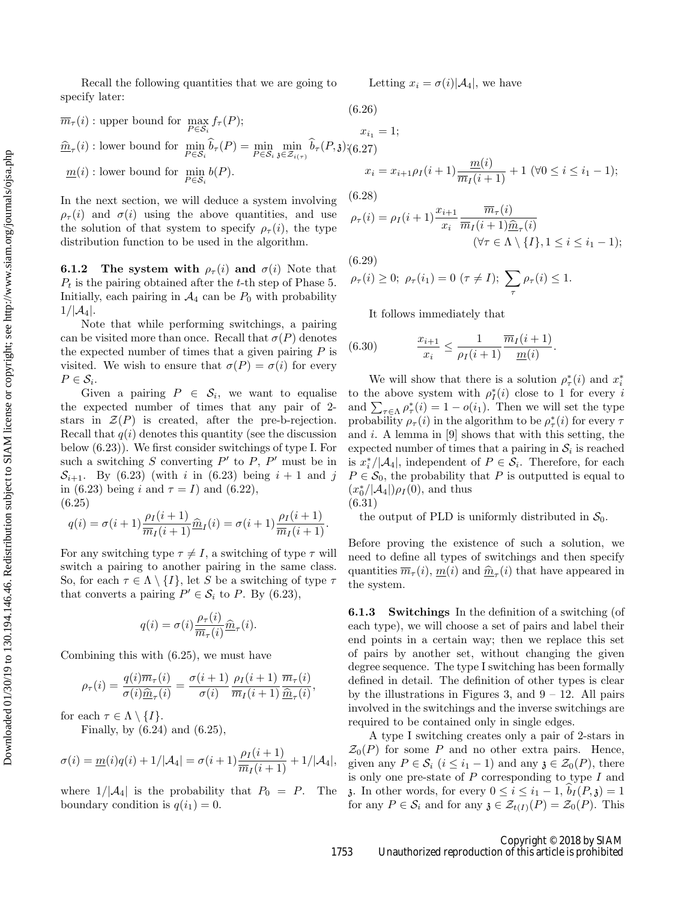Recall the following quantities that we are going to specify later:

$\overline{m}_\tau(i)$ : upper bound for $\max_{P\in\mathcal{S}_i} f_\tau(P)$;

$\widehat{\underline{m}}_\tau(i)$ : lower bound for $\min_{P\in\mathcal{S}_i} \widehat{b}_\tau(P) = \min_{P\in\mathcal{S}_i}\min_{\mathfrak{z}\in\mathcal{Z}_{i(\tau)}} \widehat{b}_\tau(P,\mathfrak{z})$;

$\underline{m}(i)$ : lower bound for $\min_{P\in\mathcal{S}_i} b(P)$.

In the next section, we will deduce a system involving $\rho_\tau(i)$ and $\sigma(i)$ using the above quantities, and use the solution of that system to specify $\rho_\tau(i)$, the type distribution function to be used in the algorithm.

**6.1.2 The system with $\rho_\tau(i)$ and $\sigma(i)$** Note that $P_t$ is the pairing obtained after the $t$-th step of Phase 5. Initially, each pairing in $\mathcal{A}_4$ can be $P_0$ with probability $1/|\mathcal{A}_4|$.

Note that while performing switchings, a pairing can be visited more than once. Recall that $\sigma(P)$ denotes the expected number of times that a given pairing $P$ is visited. We wish to ensure that $\sigma(P) = \sigma(i)$ for every $P \in \mathcal{S}_i$.

Given a pairing $P \in \mathcal{S}_i$, we want to equalise the expected number of times that any pair of 2-stars in $\mathcal{Z}(P)$ is created, after the pre-b-rejection. Recall that $q(i)$ denotes this quantity (see the discussion below (6.23)). We first consider switchings of type I. For such a switching $S$ converting $P'$ to $P$, $P'$ must be in $\mathcal{S}_{i+1}$. By (6.23) (with $i$ in (6.23) being $i+1$ and $j$ in (6.23) being $i$ and $\tau = I$) and (6.22),

$$q(i) = \sigma(i+1)\frac{\rho_I(i+1)}{\overline{m}_I(i+1)}\widehat{\underline{m}}_I(i) = \sigma(i+1)\frac{\rho_I(i+1)}{\overline{m}_I(i+1)}. \tag{6.25}$$

For any switching type $\tau \neq I$, a switching of type $\tau$ will switch a pairing to another pairing in the same class. So, for each $\tau \in \Lambda\setminus\{I\}$, let $S$ be a switching of type $\tau$ that converts a pairing $P' \in \mathcal{S}_i$ to $P$. By (6.23),

$$q(i) = \sigma(i)\frac{\rho_\tau(i)}{\overline{m}_\tau(i)}\widehat{\underline{m}}_\tau(i).$$

Combining this with (6.25), we must have

$$\rho_\tau(i) = \frac{q(i)\overline{m}_\tau(i)}{\sigma(i)\widehat{\underline{m}}_\tau(i)} = \frac{\sigma(i+1)}{\sigma(i)}\frac{\rho_I(i+1)}{\overline{m}_I(i+1)}\frac{\overline{m}_\tau(i)}{\widehat{\underline{m}}_\tau(i)},$$

for each $\tau \in \Lambda\setminus\{I\}$.

Finally, by (6.24) and (6.25),

$$\sigma(i) = \underline{m}(i)q(i) + 1/|\mathcal{A}_4| = \sigma(i+1)\frac{\rho_I(i+1)}{\overline{m}_I(i+1)} + 1/|\mathcal{A}_4|,$$

where $1/|\mathcal{A}_4|$ is the probability that $P_0 = P$. The boundary condition is $q(i_1) = 0$.

Letting $x_i = \sigma(i)|\mathcal{A}_4|$, we have

$$x_{i_1} = 1; \tag{6.26}$$

$$x_i = x_{i+1}\rho_I(i+1)\frac{\underline{m}(i)}{\overline{m}_I(i+1)} + 1 \ (\forall 0 \le i \le i_1 - 1); \tag{6.27}$$

$$\rho_\tau(i) = \rho_I(i+1)\frac{x_{i+1}}{x_i}\frac{\overline{m}_\tau(i)}{\overline{m}_I(i+1)\widehat{\underline{m}}_\tau(i)} \quad (\forall \tau \in \Lambda\setminus\{I\}, 1 \le i \le i_1 - 1); \tag{6.28}$$

$$\rho_\tau(i) \ge 0;\ \rho_\tau(i_1) = 0\ (\tau \ne I);\ \sum_\tau \rho_\tau(i) \le 1. \tag{6.29}$$

It follows immediately that

$$\frac{x_{i+1}}{x_i} \le \frac{1}{\rho_I(i+1)}\frac{\overline{m}_I(i+1)}{\underline{m}(i)}. \tag{6.30}$$

We will show that there is a solution $\rho^*_\tau(i)$ and $x^*_i$ to the above system with $\rho^*_I(i)$ close to 1 for every $i$ and $\sum_{\tau\in\Lambda}\rho^*_\tau(i) = 1 - o(i_1)$. Then we will set the type probability $\rho_\tau(i)$ in the algorithm to be $\rho^*_\tau(i)$ for every $\tau$ and $i$. A lemma in [9] shows that with this setting, the expected number of times that a pairing in $\mathcal{S}_i$ is reached is $x^*_i/|\mathcal{A}_4|$, independent of $P \in \mathcal{S}_i$. Therefore, for each $P \in \mathcal{S}_0$, the probability that $P$ is outputted is equal to $(x^*_0/|\mathcal{A}_4|)\rho_I(0)$, and thus

(6.31)
the output of PLD is uniformly distributed in $\mathcal{S}_0$.

Before proving the existence of such a solution, we need to define all types of switchings and then specify quantities $\overline{m}_\tau(i)$, $\underline{m}(i)$ and $\widehat{\underline{m}}_\tau(i)$ that have appeared in the system.

**6.1.3 Switchings** In the definition of a switching (of each type), we will choose a set of pairs and label their end points in a certain way; then we replace this set of pairs by another set, without changing the given degree sequence. The type I switching has been formally defined in detail. The definition of other types is clear by the illustrations in Figures 3, and 9 – 12. All pairs involved in the switchings and the inverse switchings are required to be contained only in single edges.

A type I switching creates only a pair of 2-stars in $\mathcal{Z}_0(P)$ for some $P$ and no other extra pairs. Hence, given any $P \in \mathcal{S}_i$ ($i \le i_1 - 1$) and any $\mathfrak{z} \in \mathcal{Z}_0(P)$, there is only one pre-state of $P$ corresponding to type $I$ and $\mathfrak{z}$. In other words, for every $0 \le i \le i_1 - 1$, $\widehat{b}_I(P,\mathfrak{z}) = 1$ for any $P \in \mathcal{S}_i$ and for any $\mathfrak{z} \in \mathcal{Z}_{t(I)}(P) = \mathcal{Z}_0(P)$. This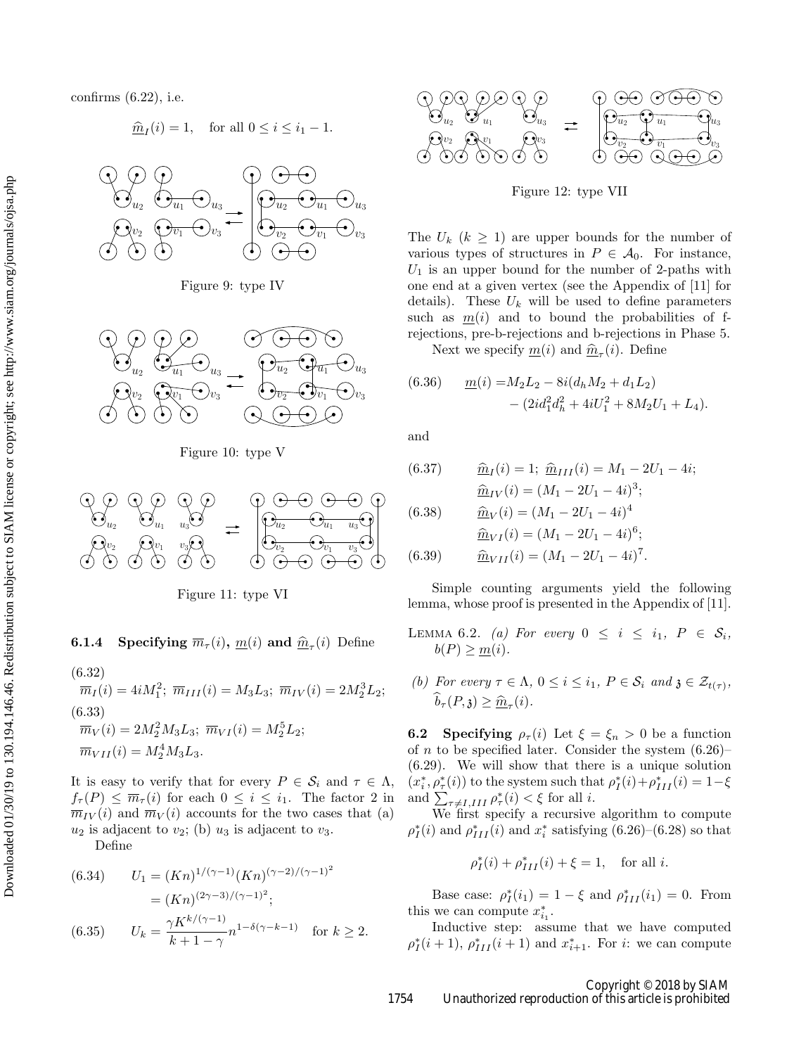confirms (6.22), i.e.

$$\widehat{\underline{m}}_I(i) = 1, \quad \text{for all } 0 \le i \le i_1 - 1.$$

Figure 9: type IV

Figure 10: type V

Figure 11: type VI

#### 6.1.4 Specifying $\overline{m}_\tau(i)$, $\underline{m}(i)$ and $\widehat{\underline{m}}_\tau(i)$

Define

$$\overline{m}_I(i) = 4iM_1^2;\ \overline{m}_{III}(i) = M_3L_3;\ \overline{m}_{IV}(i) = 2M_2^3L_2; \tag{6.32}$$

$$\overline{m}_V(i) = 2M_2^2M_3L_3;\ \overline{m}_{VI}(i) = M_2^5L_2; \tag{6.33}$$
$$\overline{m}_{VII}(i) = M_2^4M_3L_3.$$

It is easy to verify that for every $P \in \mathcal{S}_i$ and $\tau \in \Lambda$, $f_\tau(P) \le \overline{m}_\tau(i)$ for each $0 \le i \le i_1$. The factor 2 in $\overline{m}_{IV}(i)$ and $\overline{m}_V(i)$ accounts for the two cases that (a) $u_2$ is adjacent to $v_2$; (b) $u_3$ is adjacent to $v_3$.

Define

$$U_1 = (Kn)^{1/(\gamma-1)}(Kn)^{(\gamma-2)/(\gamma-1)^2} = (Kn)^{(2\gamma-3)/(\gamma-1)^2}; \tag{6.34}$$

$$U_k = \frac{\gamma K^{k/(\gamma-1)}}{k+1-\gamma}n^{1-\delta(\gamma-k-1)} \quad \text{for } k \ge 2. \tag{6.35}$$

Figure 12: type VII

The $U_k$ ($k \ge 1$) are upper bounds for the number of various types of structures in $P \in \mathcal{A}_0$. For instance, $U_1$ is an upper bound for the number of 2-paths with one end at a given vertex (see the Appendix of [11] for details). These $U_k$ will be used to define parameters such as $\underline{m}(i)$ and to bound the probabilities of f-rejections, pre-b-rejections and b-rejections in Phase 5.

Next we specify $\underline{m}(i)$ and $\widehat{\underline{m}}_\tau(i)$. Define

$$\underline{m}(i) = M_2L_2 - 8i(d_hM_2 + d_1L_2) - (2id_1^2d_h^2 + 4iU_1^2 + 8M_2U_1 + L_4). \tag{6.36}$$

and

$$\widehat{\underline{m}}_I(i) = 1;\ \widehat{\underline{m}}_{III}(i) = M_1 - 2U_1 - 4i; \tag{6.37}$$
$$\widehat{\underline{m}}_{IV}(i) = (M_1 - 2U_1 - 4i)^3;$$

$$\widehat{\underline{m}}_V(i) = (M_1 - 2U_1 - 4i)^4 \tag{6.38}$$
$$\widehat{\underline{m}}_{VI}(i) = (M_1 - 2U_1 - 4i)^6;$$

$$\widehat{\underline{m}}_{VII}(i) = (M_1 - 2U_1 - 4i)^7. \tag{6.39}$$

Simple counting arguments yield the following lemma, whose proof is presented in the Appendix of [11].

LEMMA 6.2. *(a) For every $0 \le i \le i_1$, $P \in \mathcal{S}_i$, $b(P) \ge \underline{m}(i)$.*

*(b) For every $\tau \in \Lambda$, $0 \le i \le i_1$, $P \in \mathcal{S}_i$ and $\mathfrak{z} \in \mathcal{Z}_{t(\tau)}$, $\widehat{b}_\tau(P, \mathfrak{z}) \ge \widehat{\underline{m}}_\tau(i)$.*

### 6.2 Specifying $\rho_\tau(i)$

Let $\xi = \xi_n > 0$ be a function of $n$ to be specified later. Consider the system (6.26)–(6.29). We will show that there is a unique solution $(x_i^*, \rho_\tau^*(i))$ to the system such that $\rho_I^*(i) + \rho_{III}^*(i) = 1 - \xi$ and $\sum_{\tau \ne I,III} \rho_\tau^*(i) < \xi$ for all $i$.

We first specify a recursive algorithm to compute $\rho_I^*(i)$ and $\rho_{III}^*(i)$ and $x_i^*$ satisfying (6.26)–(6.28) so that

$$\rho_I^*(i) + \rho_{III}^*(i) + \xi = 1, \quad \text{for all } i.$$

Base case: $\rho_I^*(i_1) = 1 - \xi$ and $\rho_{III}^*(i_1) = 0$. From this we can compute $x_{i_1}^*$.

Inductive step: assume that we have computed $\rho_I^*(i+1)$, $\rho_{III}^*(i+1)$ and $x_{i+1}^*$. For $i$: we can compute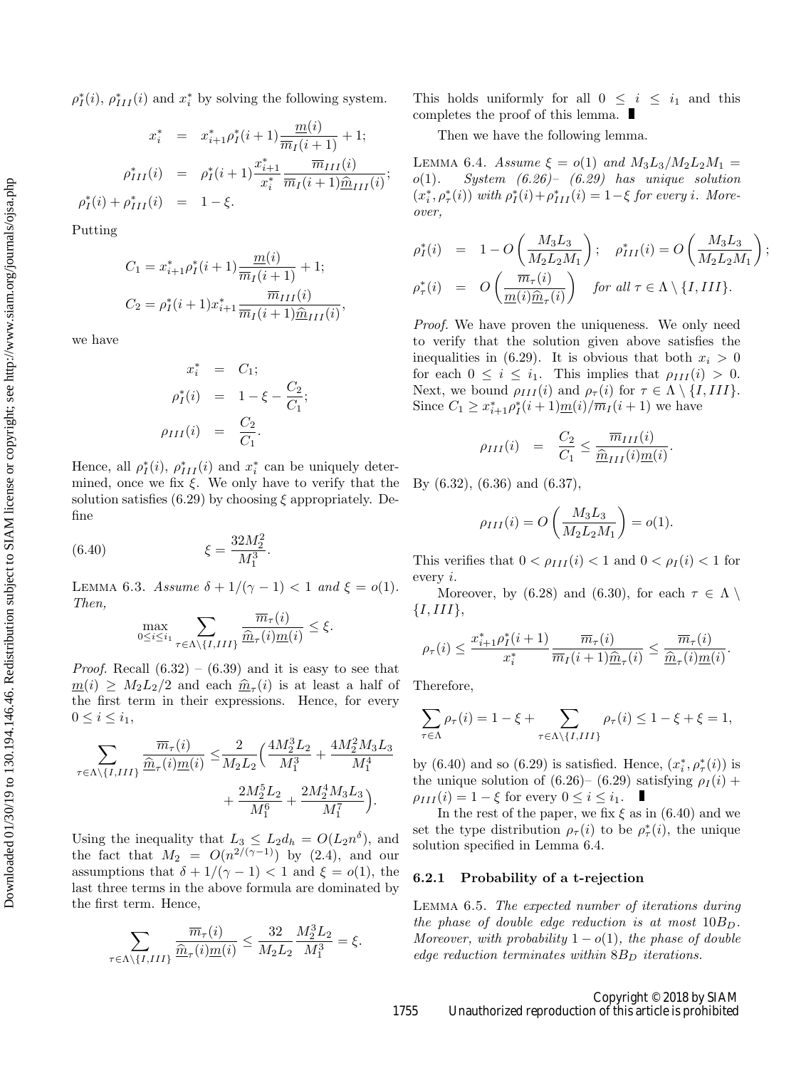$\rho_I^*(i)$, $\rho_{III}^*(i)$ and $x_i^*$ by solving the following system.

$$
\begin{aligned}
x_i^* &= x_{i+1}^*\rho_I^*(i+1)\frac{\underline{m}(i)}{\overline{m}_I(i+1)}+1;\\
\rho_{III}^*(i) &= \rho_I^*(i+1)\frac{x_{i+1}^*}{x_i^*}\frac{\overline{m}_{III}(i)}{\overline{m}_I(i+1)\widehat{\underline{m}}_{III}(i)};\\
\rho_I^*(i)+\rho_{III}^*(i) &= 1-\xi.
\end{aligned}
$$

Putting

$$
C_1 = x_{i+1}^*\rho_I^*(i+1)\frac{\underline{m}(i)}{\overline{m}_I(i+1)}+1;
$$
$$
C_2 = \rho_I^*(i+1)x_{i+1}^*\frac{\overline{m}_{III}(i)}{\overline{m}_I(i+1)\widehat{\underline{m}}_{III}(i)},
$$

we have

$$
\begin{aligned}
x_i^* &= C_1;\\
\rho_I^*(i) &= 1-\xi-\frac{C_2}{C_1};\\
\rho_{III}(i) &= \frac{C_2}{C_1}.
\end{aligned}
$$

Hence, all $\rho_I^*(i)$, $\rho_{III}^*(i)$ and $x_i^*$ can be uniquely determined, once we fix $\xi$. We only have to verify that the solution satisfies (6.29) by choosing $\xi$ appropriately. Define

$$
\xi = \frac{32M_2^2}{M_1^3}. \tag{6.40}
$$

LEMMA 6.3. *Assume $\delta + 1/(\gamma-1) < 1$ and $\xi = o(1)$. Then,*

$$
\max_{0\le i\le i_1}\sum_{\tau\in\Lambda\setminus\{I,III\}}\frac{\overline{m}_\tau(i)}{\widehat{\underline{m}}_\tau(i)\underline{m}(i)}\le \xi.
$$

*Proof.* Recall (6.32) – (6.39) and it is easy to see that $\underline{m}(i) \ge M_2L_2/2$ and each $\widehat{\underline{m}}_\tau(i)$ is at least a half of the first term in their expressions. Hence, for every $0 \le i \le i_1$,

$$
\sum_{\tau\in\Lambda\setminus\{I,III\}}\frac{\overline{m}_\tau(i)}{\widehat{\underline{m}}_\tau(i)\underline{m}(i)} \le \frac{2}{M_2L_2}\Big(\frac{4M_2^3L_2}{M_1^3}+\frac{4M_2^2M_3L_3}{M_1^4} + \frac{2M_2^5L_2}{M_1^6}+\frac{2M_2^4M_3L_3}{M_1^7}\Big).
$$

Using the inequality that $L_3 \le L_2 d_h = O(L_2 n^\delta)$, and the fact that $M_2 = O(n^{2/(\gamma-1)})$ by (2.4), and our assumptions that $\delta + 1/(\gamma-1) < 1$ and $\xi = o(1)$, the last three terms in the above formula are dominated by the first term. Hence,

$$
\sum_{\tau\in\Lambda\setminus\{I,III\}}\frac{\overline{m}_\tau(i)}{\widehat{\underline{m}}_\tau(i)\underline{m}(i)} \le \frac{32}{M_2L_2}\frac{M_2^3L_2}{M_1^3} = \xi.
$$

This holds uniformly for all $0 \le i \le i_1$ and this completes the proof of this lemma. ∎

Then we have the following lemma.

LEMMA 6.4. *Assume $\xi = o(1)$ and $M_3L_3/M_2L_2M_1 = o(1)$. System (6.26)– (6.29) has unique solution $(x_i^*, \rho_\tau^*(i))$ with $\rho_I^*(i)+\rho_{III}^*(i) = 1-\xi$ for every $i$. Moreover,*

$$
\begin{aligned}
\rho_I^*(i) &= 1-O\left(\frac{M_3L_3}{M_2L_2M_1}\right);\quad \rho_{III}^*(i) = O\left(\frac{M_3L_3}{M_2L_2M_1}\right);\\
\rho_\tau^*(i) &= O\left(\frac{\overline{m}_\tau(i)}{\underline{m}(i)\widehat{\underline{m}}_\tau(i)}\right)\quad \textit{for all } \tau\in\Lambda\setminus\{I,III\}.
\end{aligned}
$$

*Proof.* We have proven the uniqueness. We only need to verify that the solution given above satisfies the inequalities in (6.29). It is obvious that both $x_i > 0$ for each $0 \le i \le i_1$. This implies that $\rho_{III}(i) > 0$. Next, we bound $\rho_{III}(i)$ and $\rho_\tau(i)$ for $\tau \in \Lambda \setminus \{I, III\}$. Since $C_1 \ge x_{i+1}^*\rho_I^*(i+1)\underline{m}(i)/\overline{m}_I(i+1)$ we have

$$
\rho_{III}(i) = \frac{C_2}{C_1} \le \frac{\overline{m}_{III}(i)}{\widehat{\underline{m}}_{III}(i)\underline{m}(i)}.
$$

By (6.32), (6.36) and (6.37),

$$
\rho_{III}(i) = O\left(\frac{M_3L_3}{M_2L_2M_1}\right) = o(1).
$$

This verifies that $0 < \rho_{III}(i) < 1$ and $0 < \rho_I(i) < 1$ for every $i$.

Moreover, by (6.28) and (6.30), for each $\tau \in \Lambda \setminus \{I, III\}$,

$$
\rho_\tau(i) \le \frac{x_{i+1}^*\rho_I^*(i+1)}{x_i^*}\frac{\overline{m}_\tau(i)}{\overline{m}_I(i+1)\widehat{\underline{m}}_\tau(i)} \le \frac{\overline{m}_\tau(i)}{\widehat{\underline{m}}_\tau(i)\underline{m}(i)}.
$$

Therefore,

$$
\sum_{\tau\in\Lambda}\rho_\tau(i) = 1-\xi+\sum_{\tau\in\Lambda\setminus\{I,III\}}\rho_\tau(i)\le 1-\xi+\xi = 1,
$$

by (6.40) and so (6.29) is satisfied. Hence, $(x_i^*, \rho_\tau^*(i))$ is the unique solution of (6.26)– (6.29) satisfying $\rho_I(i) + \rho_{III}(i) = 1-\xi$ for every $0 \le i \le i_1$. ∎

In the rest of the paper, we fix $\xi$ as in (6.40) and we set the type distribution $\rho_\tau(i)$ to be $\rho_\tau^*(i)$, the unique solution specified in Lemma 6.4.

### 6.2.1 Probability of a t-rejection

LEMMA 6.5. *The expected number of iterations during the phase of double edge reduction is at most $10B_D$. Moreover, with probability $1 - o(1)$, the phase of double edge reduction terminates within $8B_D$ iterations.*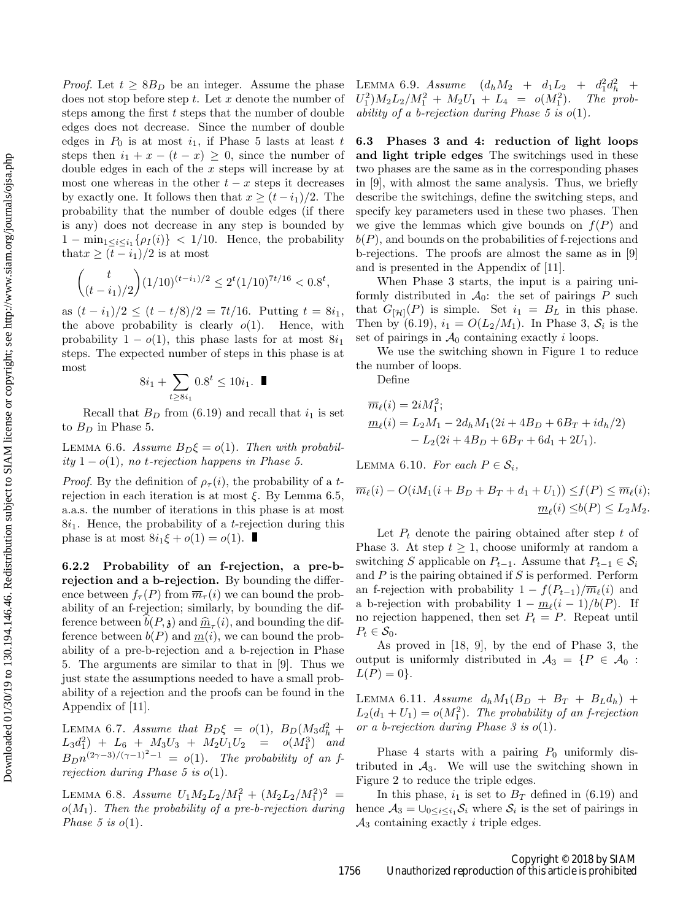*Proof.* Let $t \geq 8B_D$ be an integer. Assume the phase does not stop before step $t$. Let $x$ denote the number of steps among the first $t$ steps that the number of double edges does not decrease. Since the number of double edges in $P_0$ is at most $i_1$, if Phase 5 lasts at least $t$ steps then $i_1 + x - (t - x) \geq 0$, since the number of double edges in each of the $x$ steps will increase by at most one whereas in the other $t - x$ steps it decreases by exactly one. It follows then that $x \geq (t - i_1)/2$. The probability that the number of double edges (if there is any) does not decrease in any step is bounded by $1 - \min_{1 \leq i \leq i_1}\{\rho_I(i)\} < 1/10$. Hence, the probability that $x \geq (t - i_1)/2$ is at most

$$\binom{t}{(t-i_1)/2}(1/10)^{(t-i_1)/2} \leq 2^t(1/10)^{7t/16} < 0.8^t,$$

as $(t - i_1)/2 \leq (t - t/8)/2 = 7t/16$. Putting $t = 8i_1$, the above probability is clearly $o(1)$. Hence, with probability $1 - o(1)$, this phase lasts for at most $8i_1$ steps. The expected number of steps in this phase is at most

$$8i_1 + \sum_{t \geq 8i_1} 0.8^t \leq 10i_1. \blacksquare$$

Recall that $B_D$ from (6.19) and recall that $i_1$ is set to $B_D$ in Phase 5.

LEMMA 6.6. *Assume $B_D\xi = o(1)$. Then with probability $1 - o(1)$, no t-rejection happens in Phase 5.*

*Proof.* By the definition of $\rho_\tau(i)$, the probability of a $t$-rejection in each iteration is at most $\xi$. By Lemma 6.5, a.a.s. the number of iterations in this phase is at most $8i_1$. Hence, the probability of a $t$-rejection during this phase is at most $8i_1\xi + o(1) = o(1)$. $\blacksquare$

### 6.2.2 Probability of an f-rejection, a pre-b-rejection and a b-rejection.

By bounding the difference between $f_\tau(P)$ from $\overline{m}_\tau(i)$ we can bound the probability of an f-rejection; similarly, by bounding the difference between $\widehat{b}(P, \mathfrak{z})$ and $\underline{\widehat{m}}_\tau(i)$, and bounding the difference between $b(P)$ and $\underline{m}(i)$, we can bound the probability of a pre-b-rejection and a b-rejection in Phase 5. The arguments are similar to that in [9]. Thus we just state the assumptions needed to have a small probability of a rejection and the proofs can be found in the Appendix of [11].

LEMMA 6.7. *Assume that $B_D\xi = o(1)$, $B_D(M_3d_h^2 + L_3d_1^2) + L_6 + M_3U_3 + M_2U_1U_2 = o(M_1^3)$ and $B_Dn^{(2\gamma-3)/(\gamma-1)^2-1} = o(1)$. The probability of an f-rejection during Phase 5 is $o(1)$.*

LEMMA 6.8. *Assume $U_1M_2L_2/M_1^2 + (M_2L_2/M_1^2)^2 = o(M_1)$. Then the probability of a pre-b-rejection during Phase 5 is $o(1)$.*

LEMMA 6.9. *Assume $(d_hM_2 + d_1L_2 + d_1^2d_h^2 + U_1^2)M_2L_2/M_1^2 + M_2U_1 + L_4 = o(M_1^2)$. The probability of a b-rejection during Phase 5 is $o(1)$.*

## 6.3 Phases 3 and 4: reduction of light loops and light triple edges

The switchings used in these two phases are the same as in the corresponding phases in [9], with almost the same analysis. Thus, we briefly describe the switchings, define the switching steps, and specify key parameters used in these two phases. Then we give the lemmas which give bounds on $f(P)$ and $b(P)$, and bounds on the probabilities of f-rejections and b-rejections. The proofs are almost the same as in [9] and is presented in the Appendix of [11].

When Phase 3 starts, the input is a pairing uniformly distributed in $\mathcal{A}_0$: the set of pairings $P$ such that $G_{[\mathcal{H}]}(P)$ is simple. Set $i_1 = B_L$ in this phase. Then by (6.19), $i_1 = O(L_2/M_1)$. In Phase 3, $\mathcal{S}_i$ is the set of pairings in $\mathcal{A}_0$ containing exactly $i$ loops.

We use the switching shown in Figure 1 to reduce the number of loops.

Define

$$\begin{aligned}
\overline{m}_\ell(i) &= 2iM_1^2;\\
\underline{m}_\ell(i) &= L_2M_1 - 2d_hM_1(2i + 4B_D + 6B_T + id_h/2)\\
&\quad - L_2(2i + 4B_D + 6B_T + 6d_1 + 2U_1).
\end{aligned}$$

LEMMA 6.10. *For each $P \in \mathcal{S}_i$,*

$$\begin{aligned}
\overline{m}_\ell(i) - O(iM_1(i + B_D + B_T + d_1 + U_1)) \leq f(P) &\leq \overline{m}_\ell(i);\\
\underline{m}_\ell(i) \leq b(P) &\leq L_2M_2.
\end{aligned}$$

Let $P_t$ denote the pairing obtained after step $t$ of Phase 3. At step $t \geq 1$, choose uniformly at random a switching $S$ applicable on $P_{t-1}$. Assume that $P_{t-1} \in \mathcal{S}_i$ and $P$ is the pairing obtained if $S$ is performed. Perform an f-rejection with probability $1 - f(P_{t-1})/\overline{m}_\ell(i)$ and a b-rejection with probability $1 - \underline{m}_\ell(i-1)/b(P)$. If no rejection happened, then set $P_t = P$. Repeat until $P_t \in \mathcal{S}_0$.

As proved in [18, 9], by the end of Phase 3, the output is uniformly distributed in $\mathcal{A}_3 = \{P \in \mathcal{A}_0 : L(P) = 0\}$.

LEMMA 6.11. *Assume $d_hM_1(B_D + B_T + B_Ld_h) + L_2(d_1 + U_1) = o(M_1^2)$. The probability of an f-rejection or a b-rejection during Phase 3 is $o(1)$.*

Phase 4 starts with a pairing $P_0$ uniformly distributed in $\mathcal{A}_3$. We will use the switching shown in Figure 2 to reduce the triple edges.

In this phase, $i_1$ is set to $B_T$ defined in (6.19) and hence $\mathcal{A}_3 = \cup_{0 \leq i \leq i_1}\mathcal{S}_i$ where $\mathcal{S}_i$ is the set of pairings in $\mathcal{A}_3$ containing exactly $i$ triple edges.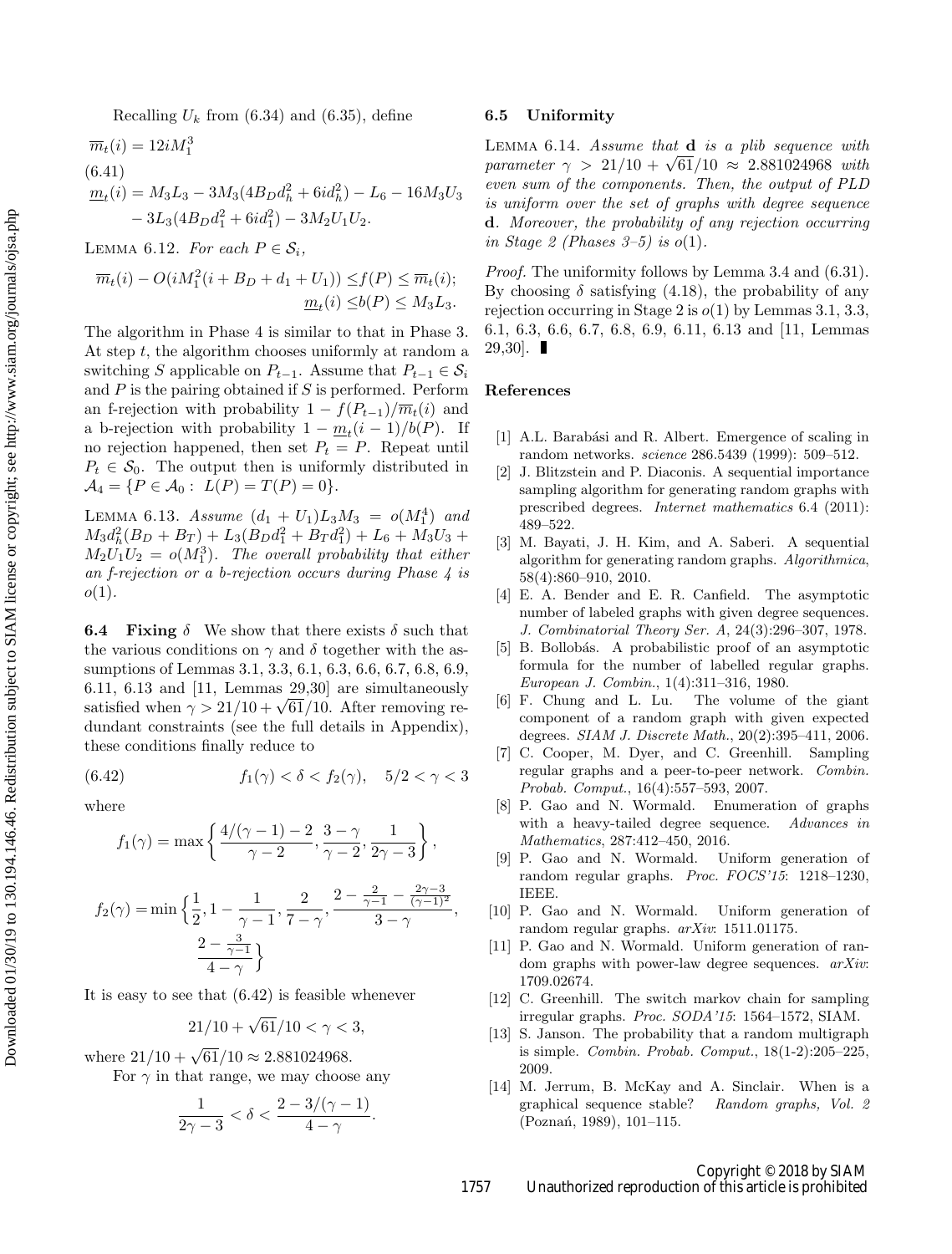Recalling $U_k$ from (6.34) and (6.35), define

$$
\begin{aligned}
\overline{m}_t(i) &= 12iM_1^3 \\
\underline{m}_t(i) &= M_3L_3 - 3M_3(4B_Dd_h^2 + 6id_h^2) - L_6 - 16M_3U_3 \\
&\quad - 3L_3(4B_Dd_1^2 + 6id_1^2) - 3M_2U_1U_2.
\end{aligned} \tag{6.41}
$$

LEMMA 6.12. *For each $P \in \mathcal{S}_i$,*

$$
\begin{aligned}
\overline{m}_t(i) - O(iM_1^2(i + B_D + d_1 + U_1)) \le f(P) &\le \overline{m}_t(i); \\
\underline{m}_t(i) \le b(P) &\le M_3L_3.
\end{aligned}
$$

The algorithm in Phase 4 is similar to that in Phase 3. At step $t$, the algorithm chooses uniformly at random a switching $S$ applicable on $P_{t-1}$. Assume that $P_{t-1} \in \mathcal{S}_i$ and $P$ is the pairing obtained if $S$ is performed. Perform an f-rejection with probability $1 - f(P_{t-1})/\overline{m}_t(i)$ and a b-rejection with probability $1 - \underline{m}_t(i-1)/b(P)$. If no rejection happened, then set $P_t = P$. Repeat until $P_t \in \mathcal{S}_0$. The output then is uniformly distributed in $\mathcal{A}_4 = \{P \in \mathcal{A}_0 : \; L(P) = T(P) = 0\}$.

LEMMA 6.13. *Assume $(d_1 + U_1)L_3M_3 = o(M_1^4)$ and $M_3d_h^2(B_D + B_T) + L_3(B_Dd_1^2 + B_Td_1^2) + L_6 + M_3U_3 + M_2U_1U_2 = o(M_1^3)$. The overall probability that either an f-rejection or a b-rejection occurs during Phase 4 is $o(1)$.*

### 6.4 Fixing $\delta$

We show that there exists $\delta$ such that the various conditions on $\gamma$ and $\delta$ together with the assumptions of Lemmas 3.1, 3.3, 6.1, 6.3, 6.6, 6.7, 6.8, 6.9, 6.11, 6.13 and [11, Lemmas 29,30] are simultaneously satisfied when $\gamma > 21/10 + \sqrt{61}/10$. After removing redundant constraints (see the full details in Appendix), these conditions finally reduce to

$$
f_1(\gamma) < \delta < f_2(\gamma), \quad 5/2 < \gamma < 3 \tag{6.42}
$$

where

$$
f_1(\gamma) = \max\left\{ \frac{4/(\gamma-1) - 2}{\gamma - 2}, \frac{3-\gamma}{\gamma-2}, \frac{1}{2\gamma - 3} \right\},
$$

$$
f_2(\gamma) = \min\left\{ \frac{1}{2}, 1 - \frac{1}{\gamma-1}, \frac{2}{7-\gamma}, \frac{2 - \frac{2}{\gamma-1} - \frac{2\gamma-3}{(\gamma-1)^2}}{3-\gamma}, \frac{2 - \frac{3}{\gamma-1}}{4-\gamma} \right\}
$$

It is easy to see that (6.42) is feasible whenever

$$
21/10 + \sqrt{61}/10 < \gamma < 3,
$$

where $21/10 + \sqrt{61}/10 \approx 2.881024968$.

For $\gamma$ in that range, we may choose any

$$
\frac{1}{2\gamma - 3} < \delta < \frac{2 - 3/(\gamma-1)}{4-\gamma}.
$$

### 6.5 Uniformity

LEMMA 6.14. *Assume that $\mathbf{d}$ is a plib sequence with parameter $\gamma > 21/10 + \sqrt{61}/10 \approx 2.881024968$ with even sum of the components. Then, the output of PLD is uniform over the set of graphs with degree sequence $\mathbf{d}$. Moreover, the probability of any rejection occurring in Stage 2 (Phases 3–5) is $o(1)$.*

*Proof.* The uniformity follows by Lemma 3.4 and (6.31). By choosing $\delta$ satisfying (4.18), the probability of any rejection occurring in Stage 2 is $o(1)$ by Lemmas 3.1, 3.3, 6.1, 6.3, 6.6, 6.7, 6.8, 6.9, 6.11, 6.13 and [11, Lemmas 29,30]. ∎

## References

[1] A.L. Barabási and R. Albert. Emergence of scaling in random networks. *science* 286.5439 (1999): 509–512.

[2] J. Blitzstein and P. Diaconis. A sequential importance sampling algorithm for generating random graphs with prescribed degrees. *Internet mathematics* 6.4 (2011): 489–522.

[3] M. Bayati, J. H. Kim, and A. Saberi. A sequential algorithm for generating random graphs. *Algorithmica*, 58(4):860–910, 2010.

[4] E. A. Bender and E. R. Canfield. The asymptotic number of labeled graphs with given degree sequences. *J. Combinatorial Theory Ser. A*, 24(3):296–307, 1978.

[5] B. Bollobás. A probabilistic proof of an asymptotic formula for the number of labelled regular graphs. *European J. Combin.*, 1(4):311–316, 1980.

[6] F. Chung and L. Lu. The volume of the giant component of a random graph with given expected degrees. *SIAM J. Discrete Math.*, 20(2):395–411, 2006.

[7] C. Cooper, M. Dyer, and C. Greenhill. Sampling regular graphs and a peer-to-peer network. *Combin. Probab. Comput.*, 16(4):557–593, 2007.

[8] P. Gao and N. Wormald. Enumeration of graphs with a heavy-tailed degree sequence. *Advances in Mathematics*, 287:412–450, 2016.

[9] P. Gao and N. Wormald. Uniform generation of random regular graphs. *Proc. FOCS'15*: 1218–1230, IEEE.

[10] P. Gao and N. Wormald. Uniform generation of random regular graphs. *arXiv*: 1511.01175.

[11] P. Gao and N. Wormald. Uniform generation of random graphs with power-law degree sequences. *arXiv*: 1709.02674.

[12] C. Greenhill. The switch markov chain for sampling irregular graphs. *Proc. SODA'15*: 1564–1572, SIAM.

[13] S. Janson. The probability that a random multigraph is simple. *Combin. Probab. Comput.*, 18(1-2):205–225, 2009.

[14] M. Jerrum, B. McKay and A. Sinclair. When is a graphical sequence stable? *Random graphs, Vol. 2* (Poznań, 1989), 101–115.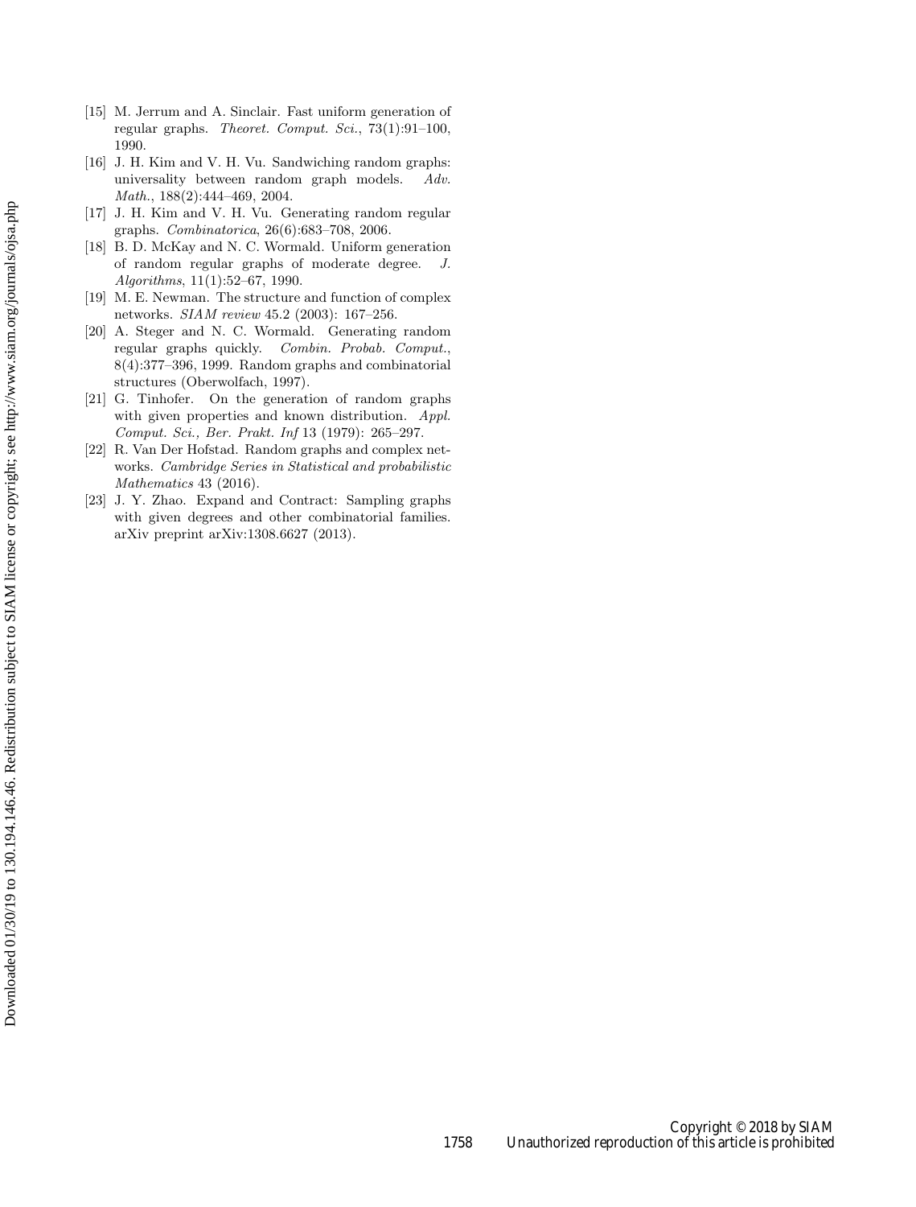[15] M. Jerrum and A. Sinclair. Fast uniform generation of regular graphs. *Theoret. Comput. Sci.*, 73(1):91–100, 1990.

[16] J. H. Kim and V. H. Vu. Sandwiching random graphs: universality between random graph models. *Adv. Math.*, 188(2):444–469, 2004.

[17] J. H. Kim and V. H. Vu. Generating random regular graphs. *Combinatorica*, 26(6):683–708, 2006.

[18] B. D. McKay and N. C. Wormald. Uniform generation of random regular graphs of moderate degree. *J. Algorithms*, 11(1):52–67, 1990.

[19] M. E. Newman. The structure and function of complex networks. *SIAM review* 45.2 (2003): 167–256.

[20] A. Steger and N. C. Wormald. Generating random regular graphs quickly. *Combin. Probab. Comput.*, 8(4):377–396, 1999. Random graphs and combinatorial structures (Oberwolfach, 1997).

[21] G. Tinhofer. On the generation of random graphs with given properties and known distribution. *Appl. Comput. Sci., Ber. Prakt. Inf* 13 (1979): 265–297.

[22] R. Van Der Hofstad. Random graphs and complex networks. *Cambridge Series in Statistical and probabilistic Mathematics* 43 (2016).

[23] J. Y. Zhao. Expand and Contract: Sampling graphs with given degrees and other combinatorial families. arXiv preprint arXiv:1308.6627 (2013).